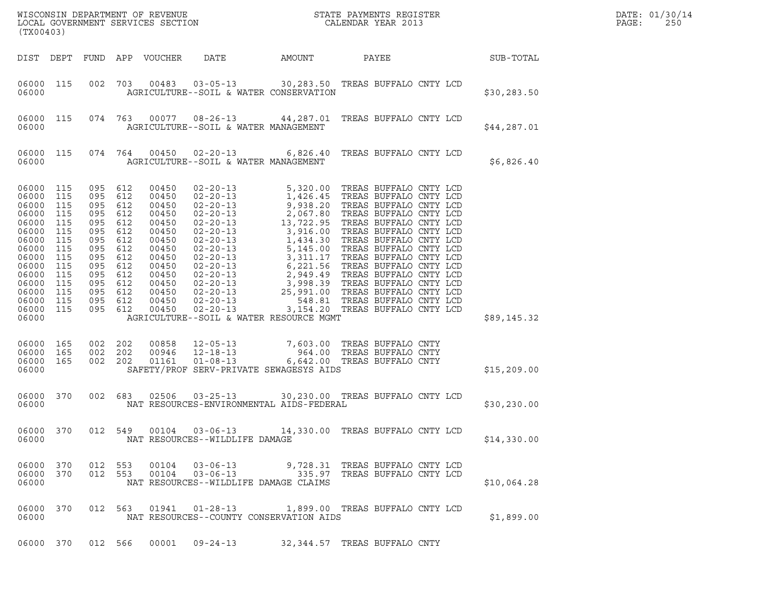WISCONSIN DEPARTMENT OF REVENUE
LOCAL GOVERNMENT SERVICES SECTION
(TX00403)

STATE PAYMENTS REGISTER
CALENDAR YEAR 2013

DATE: 01/30/14

| DIST | DEPT | FUND | APP | VOUCHER | DATE | AMOUNT | PAYEE | SUB-TOTAL |
|---|---|---|---|---|---|---|---|---|
| 06000 | 115 | 002 | 703 | 00483 | 03-05-13 | 30,283.50 | TREAS BUFFALO CNTY LCD | |
| 06000 | | | | | AGRICULTURE--SOIL & WATER CONSERVATION | | | $30,283.50 |
| 06000 | 115 | 074 | 763 | 00077 | 08-26-13 | 44,287.01 | TREAS BUFFALO CNTY LCD | |
| 06000 | | | | | AGRICULTURE--SOIL & WATER MANAGEMENT | | | $44,287.01 |
| 06000 | 115 | 074 | 764 | 00450 | 02-20-13 | 6,826.40 | TREAS BUFFALO CNTY LCD | |
| 06000 | | | | | AGRICULTURE--SOIL & WATER MANAGEMENT | | | $6,826.40 |
| 06000 | 115 | 095 | 612 | 00450 | 02-20-13 | 5,320.00 | TREAS BUFFALO CNTY LCD | |
| 06000 | 115 | 095 | 612 | 00450 | 02-20-13 | 1,426.45 | TREAS BUFFALO CNTY LCD | |
| 06000 | 115 | 095 | 612 | 00450 | 02-20-13 | 9,938.20 | TREAS BUFFALO CNTY LCD | |
| 06000 | 115 | 095 | 612 | 00450 | 02-20-13 | 2,067.80 | TREAS BUFFALO CNTY LCD | |
| 06000 | 115 | 095 | 612 | 00450 | 02-20-13 | 13,722.95 | TREAS BUFFALO CNTY LCD | |
| 06000 | 115 | 095 | 612 | 00450 | 02-20-13 | 3,916.00 | TREAS BUFFALO CNTY LCD | |
| 06000 | 115 | 095 | 612 | 00450 | 02-20-13 | 1,434.30 | TREAS BUFFALO CNTY LCD | |
| 06000 | 115 | 095 | 612 | 00450 | 02-20-13 | 5,145.00 | TREAS BUFFALO CNTY LCD | |
| 06000 | 115 | 095 | 612 | 00450 | 02-20-13 | 3,311.17 | TREAS BUFFALO CNTY LCD | |
| 06000 | 115 | 095 | 612 | 00450 | 02-20-13 | 6,221.56 | TREAS BUFFALO CNTY LCD | |
| 06000 | 115 | 095 | 612 | 00450 | 02-20-13 | 2,949.49 | TREAS BUFFALO CNTY LCD | |
| 06000 | 115 | 095 | 612 | 00450 | 02-20-13 | 3,998.39 | TREAS BUFFALO CNTY LCD | |
| 06000 | 115 | 095 | 612 | 00450 | 02-20-13 | 25,991.00 | TREAS BUFFALO CNTY LCD | |
| 06000 | 115 | 095 | 612 | 00450 | 02-20-13 | 548.81 | TREAS BUFFALO CNTY LCD | |
| 06000 | 115 | 095 | 612 | 00450 | 02-20-13 | 3,154.20 | TREAS BUFFALO CNTY LCD | |
| 06000 | | | | | AGRICULTURE--SOIL & WATER RESOURCE MGMT | | | $89,145.32 |
| 06000 | 165 | 002 | 202 | 00858 | 12-05-13 | 7,603.00 | TREAS BUFFALO CNTY | |
| 06000 | 165 | 002 | 202 | 00946 | 12-18-13 | 964.00 | TREAS BUFFALO CNTY | |
| 06000 | 165 | 002 | 202 | 01161 | 01-08-13 | 6,642.00 | TREAS BUFFALO CNTY | |
| 06000 | | | | | SAFETY/PROF SERV-PRIVATE SEWAGESYS AIDS | | | $15,209.00 |
| 06000 | 370 | 002 | 683 | 02506 | 03-25-13 | 30,230.00 | TREAS BUFFALO CNTY LCD | |
| 06000 | | | | | NAT RESOURCES-ENVIRONMENTAL AIDS-FEDERAL | | | $30,230.00 |
| 06000 | 370 | 012 | 549 | 00104 | 03-06-13 | 14,330.00 | TREAS BUFFALO CNTY LCD | |
| 06000 | | | | | NAT RESOURCES--WILDLIFE DAMAGE | | | $14,330.00 |
| 06000 | 370 | 012 | 553 | 00104 | 03-06-13 | 9,728.31 | TREAS BUFFALO CNTY LCD | |
| 06000 | 370 | 012 | 553 | 00104 | 03-06-13 | 335.97 | TREAS BUFFALO CNTY LCD | |
| 06000 | | | | | NAT RESOURCES--WILDLIFE DAMAGE CLAIMS | | | $10,064.28 |
| 06000 | 370 | 012 | 563 | 01941 | 01-28-13 | 1,899.00 | TREAS BUFFALO CNTY LCD | |
| 06000 | | | | | NAT RESOURCES--COUNTY CONSERVATION AIDS | | | $1,899.00 |
| 06000 | 370 | 012 | 566 | 00001 | 09-24-13 | 32,344.57 | TREAS BUFFALO CNTY | |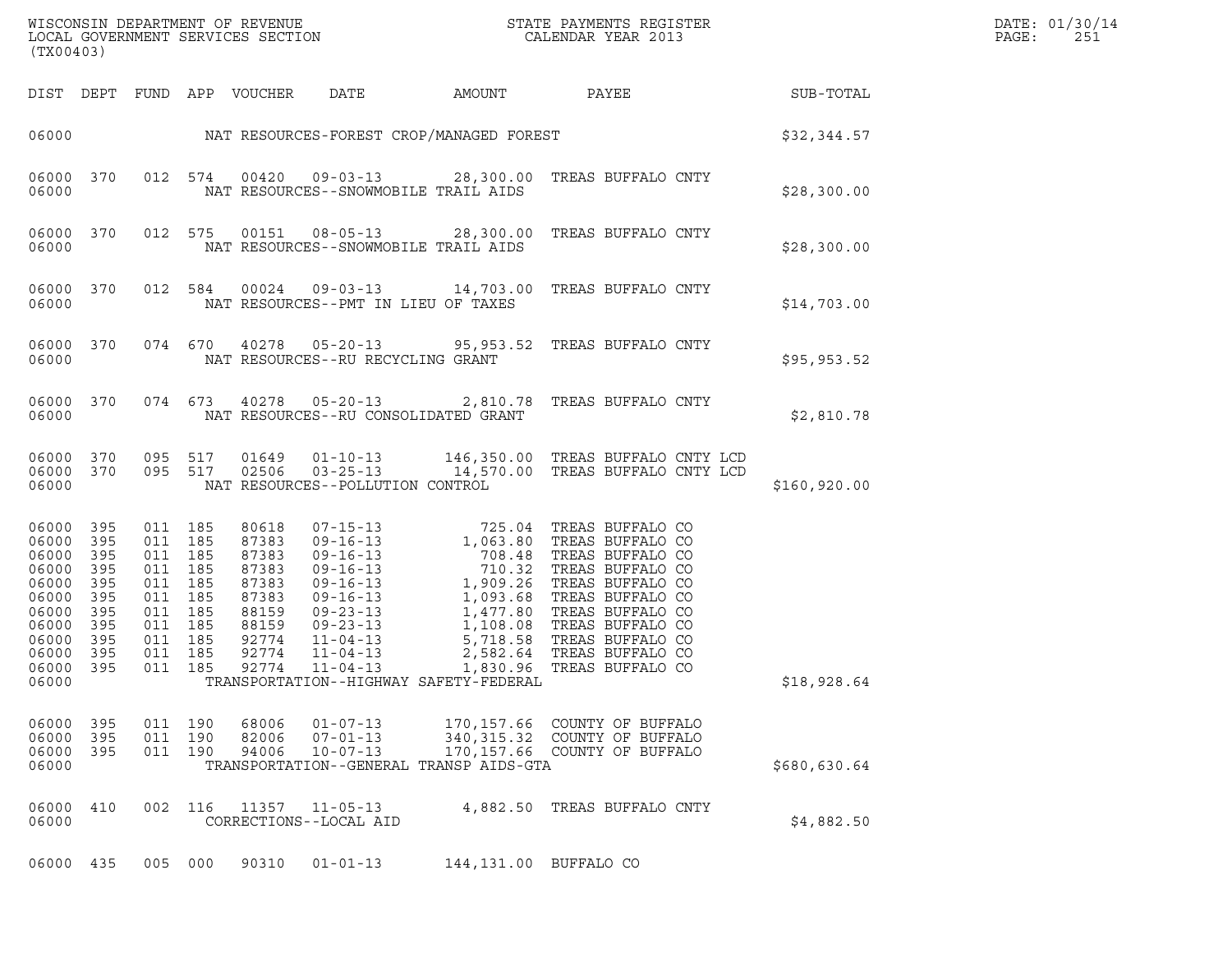| DIST | DEPT | FUND | APP | VOUCHER | DATE | AMOUNT | PAYEE | SUB-TOTAL |
|---|---|---|---|---|---|---|---|---|
| 06000 | | | | | NAT RESOURCES-FOREST CROP/MANAGED FOREST | | | $32,344.57 |
| 06000 | 370 | 012 | 574 | 00420 | 09-03-13 | 28,300.00 | TREAS BUFFALO CNTY | |
| 06000 | | | | | NAT RESOURCES--SNOWMOBILE TRAIL AIDS | | | $28,300.00 |
| 06000 | 370 | 012 | 575 | 00151 | 08-05-13 | 28,300.00 | TREAS BUFFALO CNTY | |
| 06000 | | | | | NAT RESOURCES--SNOWMOBILE TRAIL AIDS | | | $28,300.00 |
| 06000 | 370 | 012 | 584 | 00024 | 09-03-13 | 14,703.00 | TREAS BUFFALO CNTY | |
| 06000 | | | | | NAT RESOURCES--PMT IN LIEU OF TAXES | | | $14,703.00 |
| 06000 | 370 | 074 | 670 | 40278 | 05-20-13 | 95,953.52 | TREAS BUFFALO CNTY | |
| 06000 | | | | | NAT RESOURCES--RU RECYCLING GRANT | | | $95,953.52 |
| 06000 | 370 | 074 | 673 | 40278 | 05-20-13 | 2,810.78 | TREAS BUFFALO CNTY | |
| 06000 | | | | | NAT RESOURCES--RU CONSOLIDATED GRANT | | | $2,810.78 |
| 06000 | 370 | 095 | 517 | 01649 | 01-10-13 | 146,350.00 | TREAS BUFFALO CNTY LCD | |
| 06000 | 370 | 095 | 517 | 02506 | 03-25-13 | 14,570.00 | TREAS BUFFALO CNTY LCD | |
| 06000 | | | | | NAT RESOURCES--POLLUTION CONTROL | | | $160,920.00 |
| 06000 | 395 | 011 | 185 | 80618 | 07-15-13 | 725.04 | TREAS BUFFALO CO | |
| 06000 | 395 | 011 | 185 | 87383 | 09-16-13 | 1,063.80 | TREAS BUFFALO CO | |
| 06000 | 395 | 011 | 185 | 87383 | 09-16-13 | 708.48 | TREAS BUFFALO CO | |
| 06000 | 395 | 011 | 185 | 87383 | 09-16-13 | 710.32 | TREAS BUFFALO CO | |
| 06000 | 395 | 011 | 185 | 87383 | 09-16-13 | 1,909.26 | TREAS BUFFALO CO | |
| 06000 | 395 | 011 | 185 | 87383 | 09-16-13 | 1,093.68 | TREAS BUFFALO CO | |
| 06000 | 395 | 011 | 185 | 88159 | 09-23-13 | 1,477.80 | TREAS BUFFALO CO | |
| 06000 | 395 | 011 | 185 | 88159 | 09-23-13 | 1,108.08 | TREAS BUFFALO CO | |
| 06000 | 395 | 011 | 185 | 92774 | 11-04-13 | 5,718.58 | TREAS BUFFALO CO | |
| 06000 | 395 | 011 | 185 | 92774 | 11-04-13 | 2,582.64 | TREAS BUFFALO CO | |
| 06000 | 395 | 011 | 185 | 92774 | 11-04-13 | 1,830.96 | TREAS BUFFALO CO | |
| 06000 | | | | | TRANSPORTATION--HIGHWAY SAFETY-FEDERAL | | | $18,928.64 |
| 06000 | 395 | 011 | 190 | 68006 | 01-07-13 | 170,157.66 | COUNTY OF BUFFALO | |
| 06000 | 395 | 011 | 190 | 82006 | 07-01-13 | 340,315.32 | COUNTY OF BUFFALO | |
| 06000 | 395 | 011 | 190 | 94006 | 10-07-13 | 170,157.66 | COUNTY OF BUFFALO | |
| 06000 | | | | | TRANSPORTATION--GENERAL TRANSP AIDS-GTA | | | $680,630.64 |
| 06000 | 410 | 002 | 116 | 11357 | 11-05-13 | 4,882.50 | TREAS BUFFALO CNTY | |
| 06000 | | | | | CORRECTIONS--LOCAL AID | | | $4,882.50 |
| 06000 | 435 | 005 | 000 | 90310 | 01-01-13 | 144,131.00 | BUFFALO CO | |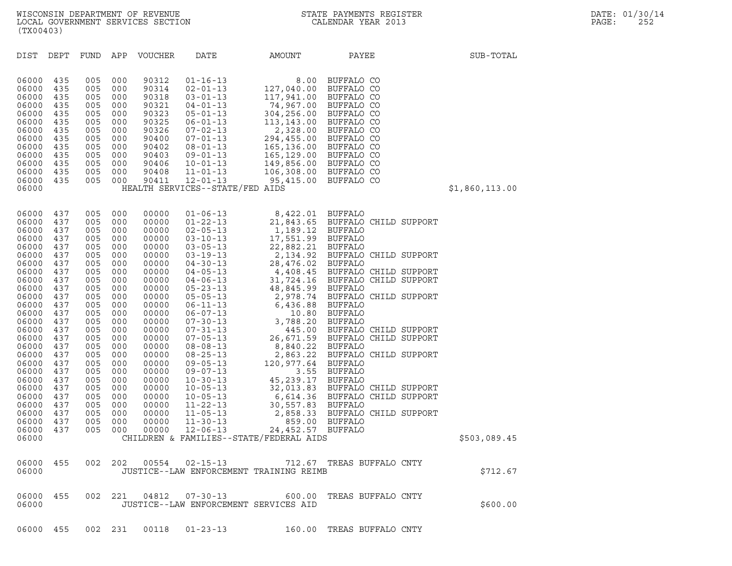| DIST | DEPT | FUND | APP | VOUCHER | DATE | AMOUNT | PAYEE | SUB-TOTAL |
|---|---|---|---|---|---|---|---|---|
| 06000 | 435 | 005 | 000 | 90312 | 01-16-13 | 8.00 | BUFFALO CO | |
| 06000 | 435 | 005 | 000 | 90314 | 02-01-13 | 127,040.00 | BUFFALO CO | |
| 06000 | 435 | 005 | 000 | 90318 | 03-01-13 | 117,941.00 | BUFFALO CO | |
| 06000 | 435 | 005 | 000 | 90321 | 04-01-13 | 74,967.00 | BUFFALO CO | |
| 06000 | 435 | 005 | 000 | 90323 | 05-01-13 | 304,256.00 | BUFFALO CO | |
| 06000 | 435 | 005 | 000 | 90325 | 06-01-13 | 113,143.00 | BUFFALO CO | |
| 06000 | 435 | 005 | 000 | 90326 | 07-02-13 | 2,328.00 | BUFFALO CO | |
| 06000 | 435 | 005 | 000 | 90400 | 07-01-13 | 294,455.00 | BUFFALO CO | |
| 06000 | 435 | 005 | 000 | 90402 | 08-01-13 | 165,136.00 | BUFFALO CO | |
| 06000 | 435 | 005 | 000 | 90403 | 09-01-13 | 165,129.00 | BUFFALO CO | |
| 06000 | 435 | 005 | 000 | 90406 | 10-01-13 | 149,856.00 | BUFFALO CO | |
| 06000 | 435 | 005 | 000 | 90408 | 11-01-13 | 106,308.00 | BUFFALO CO | |
| 06000 | 435 | 005 | 000 | 90411 | 12-01-13 | 95,415.00 | BUFFALO CO | |
| 06000 | | | | | HEALTH SERVICES--STATE/FED AIDS | | | $1,860,113.00 |
| 06000 | 437 | 005 | 000 | 00000 | 01-06-13 | 8,422.01 | BUFFALO | |
| 06000 | 437 | 005 | 000 | 00000 | 01-22-13 | 21,843.65 | BUFFALO CHILD SUPPORT | |
| 06000 | 437 | 005 | 000 | 00000 | 02-05-13 | 1,189.12 | BUFFALO | |
| 06000 | 437 | 005 | 000 | 00000 | 03-10-13 | 17,551.99 | BUFFALO | |
| 06000 | 437 | 005 | 000 | 00000 | 03-05-13 | 22,882.21 | BUFFALO | |
| 06000 | 437 | 005 | 000 | 00000 | 03-19-13 | 2,134.92 | BUFFALO CHILD SUPPORT | |
| 06000 | 437 | 005 | 000 | 00000 | 04-30-13 | 28,476.02 | BUFFALO | |
| 06000 | 437 | 005 | 000 | 00000 | 04-05-13 | 4,408.45 | BUFFALO CHILD SUPPORT | |
| 06000 | 437 | 005 | 000 | 00000 | 04-06-13 | 31,724.16 | BUFFALO CHILD SUPPORT | |
| 06000 | 437 | 005 | 000 | 00000 | 05-23-13 | 48,845.99 | BUFFALO | |
| 06000 | 437 | 005 | 000 | 00000 | 05-05-13 | 2,978.74 | BUFFALO CHILD SUPPORT | |
| 06000 | 437 | 005 | 000 | 00000 | 06-11-13 | 6,436.88 | BUFFALO | |
| 06000 | 437 | 005 | 000 | 00000 | 06-07-13 | 10.80 | BUFFALO | |
| 06000 | 437 | 005 | 000 | 00000 | 07-30-13 | 3,788.20 | BUFFALO | |
| 06000 | 437 | 005 | 000 | 00000 | 07-31-13 | 445.00 | BUFFALO CHILD SUPPORT | |
| 06000 | 437 | 005 | 000 | 00000 | 07-05-13 | 26,671.59 | BUFFALO CHILD SUPPORT | |
| 06000 | 437 | 005 | 000 | 00000 | 08-08-13 | 8,840.22 | BUFFALO | |
| 06000 | 437 | 005 | 000 | 00000 | 08-25-13 | 2,863.22 | BUFFALO CHILD SUPPORT | |
| 06000 | 437 | 005 | 000 | 00000 | 09-05-13 | 120,977.64 | BUFFALO | |
| 06000 | 437 | 005 | 000 | 00000 | 09-07-13 | 3.55 | BUFFALO | |
| 06000 | 437 | 005 | 000 | 00000 | 10-30-13 | 45,239.17 | BUFFALO | |
| 06000 | 437 | 005 | 000 | 00000 | 10-05-13 | 32,013.83 | BUFFALO CHILD SUPPORT | |
| 06000 | 437 | 005 | 000 | 00000 | 10-05-13 | 6,614.36 | BUFFALO CHILD SUPPORT | |
| 06000 | 437 | 005 | 000 | 00000 | 11-22-13 | 30,557.83 | BUFFALO | |
| 06000 | 437 | 005 | 000 | 00000 | 11-05-13 | 2,858.33 | BUFFALO CHILD SUPPORT | |
| 06000 | 437 | 005 | 000 | 00000 | 11-30-13 | 859.00 | BUFFALO | |
| 06000 | 437 | 005 | 000 | 00000 | 12-06-13 | 24,452.57 | BUFFALO | |
| 06000 | | | | | CHILDREN & FAMILIES--STATE/FEDERAL AIDS | | | $503,089.45 |
| 06000 | 455 | 002 | 202 | 00554 | 02-15-13 | 712.67 | TREAS BUFFALO CNTY | |
| 06000 | | | | | JUSTICE--LAW ENFORCEMENT TRAINING REIMB | | | $712.67 |
| 06000 | 455 | 002 | 221 | 04812 | 07-30-13 | 600.00 | TREAS BUFFALO CNTY | |
| 06000 | | | | | JUSTICE--LAW ENFORCEMENT SERVICES AID | | | $600.00 |
| 06000 | 455 | 002 | 231 | 00118 | 01-23-13 | 160.00 | TREAS BUFFALO CNTY | |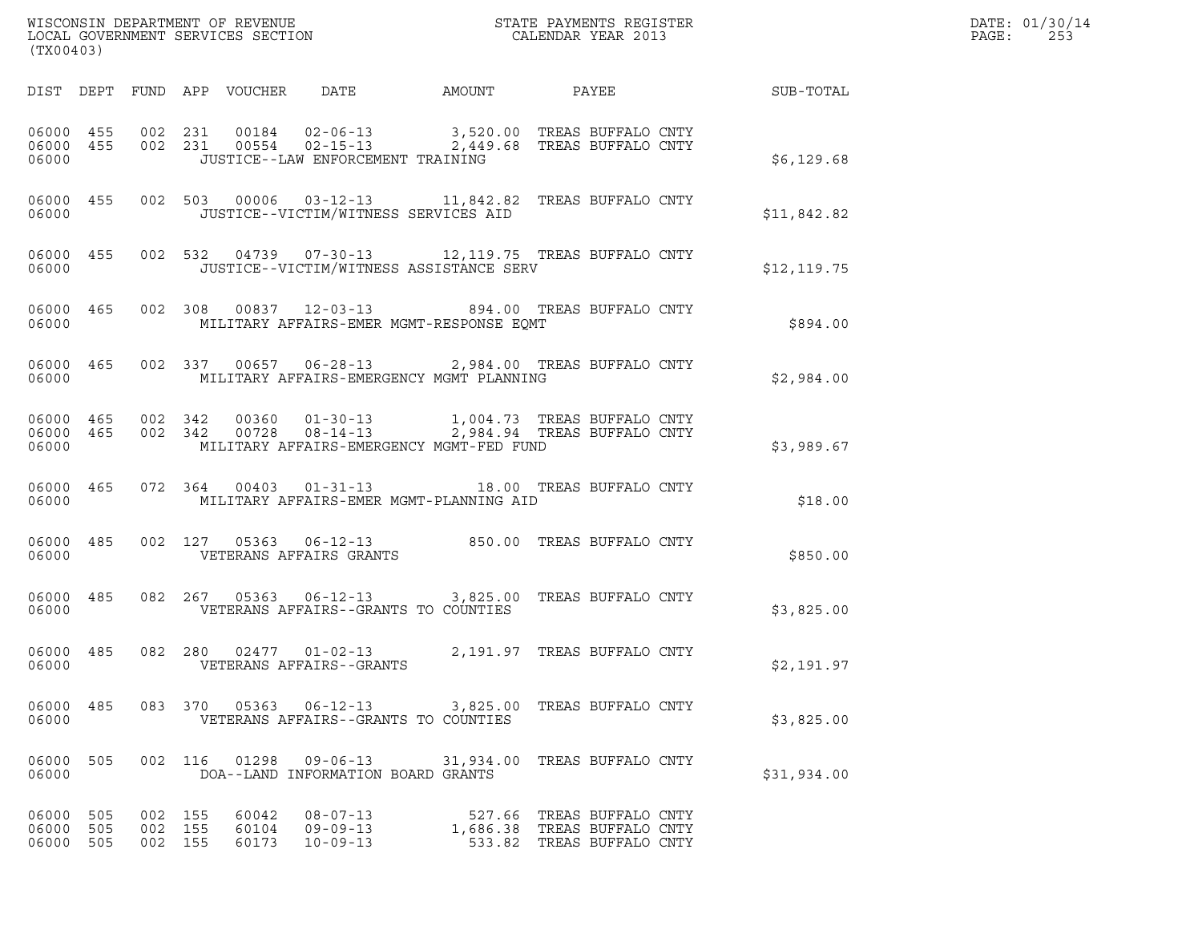WISCONSIN DEPARTMENT OF REVENUE
LOCAL GOVERNMENT SERVICES SECTION
(TX00403)

STATE PAYMENTS REGISTER
CALENDAR YEAR 2013

DATE: 01/30/14
PAGE: 253

| DIST | DEPT | FUND | APP | VOUCHER | DATE | AMOUNT | PAYEE | SUB-TOTAL |
|---|---|---|---|---|---|---|---|---|
| 06000 | 455 | 002 | 231 | 00184 | 02-06-13 | 3,520.00 | TREAS BUFFALO CNTY | |
| 06000 | 455 | 002 | 231 | 00554 | 02-15-13 | 2,449.68 | TREAS BUFFALO CNTY | |
| 06000 | | | | JUSTICE--LAW ENFORCEMENT TRAINING | | | | $6,129.68 |
| 06000 | 455 | 002 | 503 | 00006 | 03-12-13 | 11,842.82 | TREAS BUFFALO CNTY | |
| 06000 | | | | JUSTICE--VICTIM/WITNESS SERVICES AID | | | | $11,842.82 |
| 06000 | 455 | 002 | 532 | 04739 | 07-30-13 | 12,119.75 | TREAS BUFFALO CNTY | |
| 06000 | | | | JUSTICE--VICTIM/WITNESS ASSISTANCE SERV | | | | $12,119.75 |
| 06000 | 465 | 002 | 308 | 00837 | 12-03-13 | 894.00 | TREAS BUFFALO CNTY | |
| 06000 | | | | MILITARY AFFAIRS-EMER MGMT-RESPONSE EQMT | | | | $894.00 |
| 06000 | 465 | 002 | 337 | 00657 | 06-28-13 | 2,984.00 | TREAS BUFFALO CNTY | |
| 06000 | | | | MILITARY AFFAIRS-EMERGENCY MGMT PLANNING | | | | $2,984.00 |
| 06000 | 465 | 002 | 342 | 00360 | 01-30-13 | 1,004.73 | TREAS BUFFALO CNTY | |
| 06000 | 465 | 002 | 342 | 00728 | 08-14-13 | 2,984.94 | TREAS BUFFALO CNTY | |
| 06000 | | | | MILITARY AFFAIRS-EMERGENCY MGMT-FED FUND | | | | $3,989.67 |
| 06000 | 465 | 072 | 364 | 00403 | 01-31-13 | 18.00 | TREAS BUFFALO CNTY | |
| 06000 | | | | MILITARY AFFAIRS-EMER MGMT-PLANNING AID | | | | $18.00 |
| 06000 | 485 | 002 | 127 | 05363 | 06-12-13 | 850.00 | TREAS BUFFALO CNTY | |
| 06000 | | | | VETERANS AFFAIRS GRANTS | | | | $850.00 |
| 06000 | 485 | 082 | 267 | 05363 | 06-12-13 | 3,825.00 | TREAS BUFFALO CNTY | |
| 06000 | | | | VETERANS AFFAIRS--GRANTS TO COUNTIES | | | | $3,825.00 |
| 06000 | 485 | 082 | 280 | 02477 | 01-02-13 | 2,191.97 | TREAS BUFFALO CNTY | |
| 06000 | | | | VETERANS AFFAIRS--GRANTS | | | | $2,191.97 |
| 06000 | 485 | 083 | 370 | 05363 | 06-12-13 | 3,825.00 | TREAS BUFFALO CNTY | |
| 06000 | | | | VETERANS AFFAIRS--GRANTS TO COUNTIES | | | | $3,825.00 |
| 06000 | 505 | 002 | 116 | 01298 | 09-06-13 | 31,934.00 | TREAS BUFFALO CNTY | |
| 06000 | | | | DOA--LAND INFORMATION BOARD GRANTS | | | | $31,934.00 |
| 06000 | 505 | 002 | 155 | 60042 | 08-07-13 | 527.66 | TREAS BUFFALO CNTY | |
| 06000 | 505 | 002 | 155 | 60104 | 09-09-13 | 1,686.38 | TREAS BUFFALO CNTY | |
| 06000 | 505 | 002 | 155 | 60173 | 10-09-13 | 533.82 | TREAS BUFFALO CNTY | |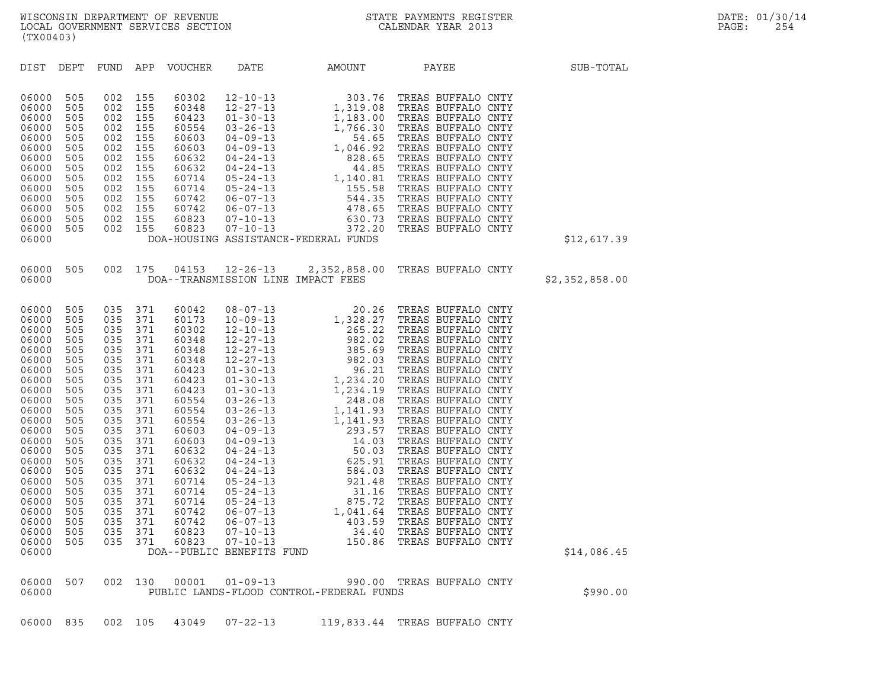WISCONSIN DEPARTMENT OF REVENUE
LOCAL GOVERNMENT SERVICES SECTION
(TX00403)

STATE PAYMENTS REGISTER
CALENDAR YEAR 2013

DATE: 01/30/14

| DIST | DEPT | FUND | APP | VOUCHER | DATE | AMOUNT | PAYEE | SUB-TOTAL |
|---|---|---|---|---|---|---|---|---|
| 06000 | 505 | 002 | 155 | 60302 | 12-10-13 | 303.76 | TREAS BUFFALO CNTY | |
| 06000 | 505 | 002 | 155 | 60348 | 12-27-13 | 1,319.08 | TREAS BUFFALO CNTY | |
| 06000 | 505 | 002 | 155 | 60423 | 01-30-13 | 1,183.00 | TREAS BUFFALO CNTY | |
| 06000 | 505 | 002 | 155 | 60554 | 03-26-13 | 1,766.30 | TREAS BUFFALO CNTY | |
| 06000 | 505 | 002 | 155 | 60603 | 04-09-13 | 54.65 | TREAS BUFFALO CNTY | |
| 06000 | 505 | 002 | 155 | 60603 | 04-09-13 | 1,046.92 | TREAS BUFFALO CNTY | |
| 06000 | 505 | 002 | 155 | 60632 | 04-24-13 | 828.65 | TREAS BUFFALO CNTY | |
| 06000 | 505 | 002 | 155 | 60632 | 04-24-13 | 44.85 | TREAS BUFFALO CNTY | |
| 06000 | 505 | 002 | 155 | 60714 | 05-24-13 | 1,140.81 | TREAS BUFFALO CNTY | |
| 06000 | 505 | 002 | 155 | 60714 | 05-24-13 | 155.58 | TREAS BUFFALO CNTY | |
| 06000 | 505 | 002 | 155 | 60742 | 06-07-13 | 544.35 | TREAS BUFFALO CNTY | |
| 06000 | 505 | 002 | 155 | 60742 | 06-07-13 | 478.65 | TREAS BUFFALO CNTY | |
| 06000 | 505 | 002 | 155 | 60823 | 07-10-13 | 630.73 | TREAS BUFFALO CNTY | |
| 06000 | 505 | 002 | 155 | 60823 | 07-10-13 | 372.20 | TREAS BUFFALO CNTY | |
| 06000 | | | | DOA-HOUSING ASSISTANCE-FEDERAL FUNDS | | | | $12,617.39 |
| 06000 | 505 | 002 | 175 | 04153 | 12-26-13 | 2,352,858.00 | TREAS BUFFALO CNTY | |
| 06000 | | | | DOA--TRANSMISSION LINE IMPACT FEES | | | | $2,352,858.00 |
| 06000 | 505 | 035 | 371 | 60042 | 08-07-13 | 20.26 | TREAS BUFFALO CNTY | |
| 06000 | 505 | 035 | 371 | 60173 | 10-09-13 | 1,328.27 | TREAS BUFFALO CNTY | |
| 06000 | 505 | 035 | 371 | 60302 | 12-10-13 | 265.22 | TREAS BUFFALO CNTY | |
| 06000 | 505 | 035 | 371 | 60348 | 12-27-13 | 982.02 | TREAS BUFFALO CNTY | |
| 06000 | 505 | 035 | 371 | 60348 | 12-27-13 | 385.69 | TREAS BUFFALO CNTY | |
| 06000 | 505 | 035 | 371 | 60348 | 12-27-13 | 982.03 | TREAS BUFFALO CNTY | |
| 06000 | 505 | 035 | 371 | 60423 | 01-30-13 | 96.21 | TREAS BUFFALO CNTY | |
| 06000 | 505 | 035 | 371 | 60423 | 01-30-13 | 1,234.20 | TREAS BUFFALO CNTY | |
| 06000 | 505 | 035 | 371 | 60423 | 01-30-13 | 1,234.19 | TREAS BUFFALO CNTY | |
| 06000 | 505 | 035 | 371 | 60554 | 03-26-13 | 248.08 | TREAS BUFFALO CNTY | |
| 06000 | 505 | 035 | 371 | 60554 | 03-26-13 | 1,141.93 | TREAS BUFFALO CNTY | |
| 06000 | 505 | 035 | 371 | 60554 | 03-26-13 | 1,141.93 | TREAS BUFFALO CNTY | |
| 06000 | 505 | 035 | 371 | 60603 | 04-09-13 | 293.57 | TREAS BUFFALO CNTY | |
| 06000 | 505 | 035 | 371 | 60603 | 04-09-13 | 14.03 | TREAS BUFFALO CNTY | |
| 06000 | 505 | 035 | 371 | 60632 | 04-24-13 | 50.03 | TREAS BUFFALO CNTY | |
| 06000 | 505 | 035 | 371 | 60632 | 04-24-13 | 625.91 | TREAS BUFFALO CNTY | |
| 06000 | 505 | 035 | 371 | 60632 | 04-24-13 | 584.03 | TREAS BUFFALO CNTY | |
| 06000 | 505 | 035 | 371 | 60714 | 05-24-13 | 921.48 | TREAS BUFFALO CNTY | |
| 06000 | 505 | 035 | 371 | 60714 | 05-24-13 | 31.16 | TREAS BUFFALO CNTY | |
| 06000 | 505 | 035 | 371 | 60714 | 05-24-13 | 875.72 | TREAS BUFFALO CNTY | |
| 06000 | 505 | 035 | 371 | 60742 | 06-07-13 | 1,041.64 | TREAS BUFFALO CNTY | |
| 06000 | 505 | 035 | 371 | 60742 | 06-07-13 | 403.59 | TREAS BUFFALO CNTY | |
| 06000 | 505 | 035 | 371 | 60823 | 07-10-13 | 34.40 | TREAS BUFFALO CNTY | |
| 06000 | 505 | 035 | 371 | 60823 | 07-10-13 | 150.86 | TREAS BUFFALO CNTY | |
| 06000 | | | | DOA--PUBLIC BENEFITS FUND | | | | $14,086.45 |
| 06000 | 507 | 002 | 130 | 00001 | 01-09-13 | 990.00 | TREAS BUFFALO CNTY | |
| 06000 | | | | PUBLIC LANDS-FLOOD CONTROL-FEDERAL FUNDS | | | | $990.00 |
| 06000 | 835 | 002 | 105 | 43049 | 07-22-13 | 119,833.44 | TREAS BUFFALO CNTY | |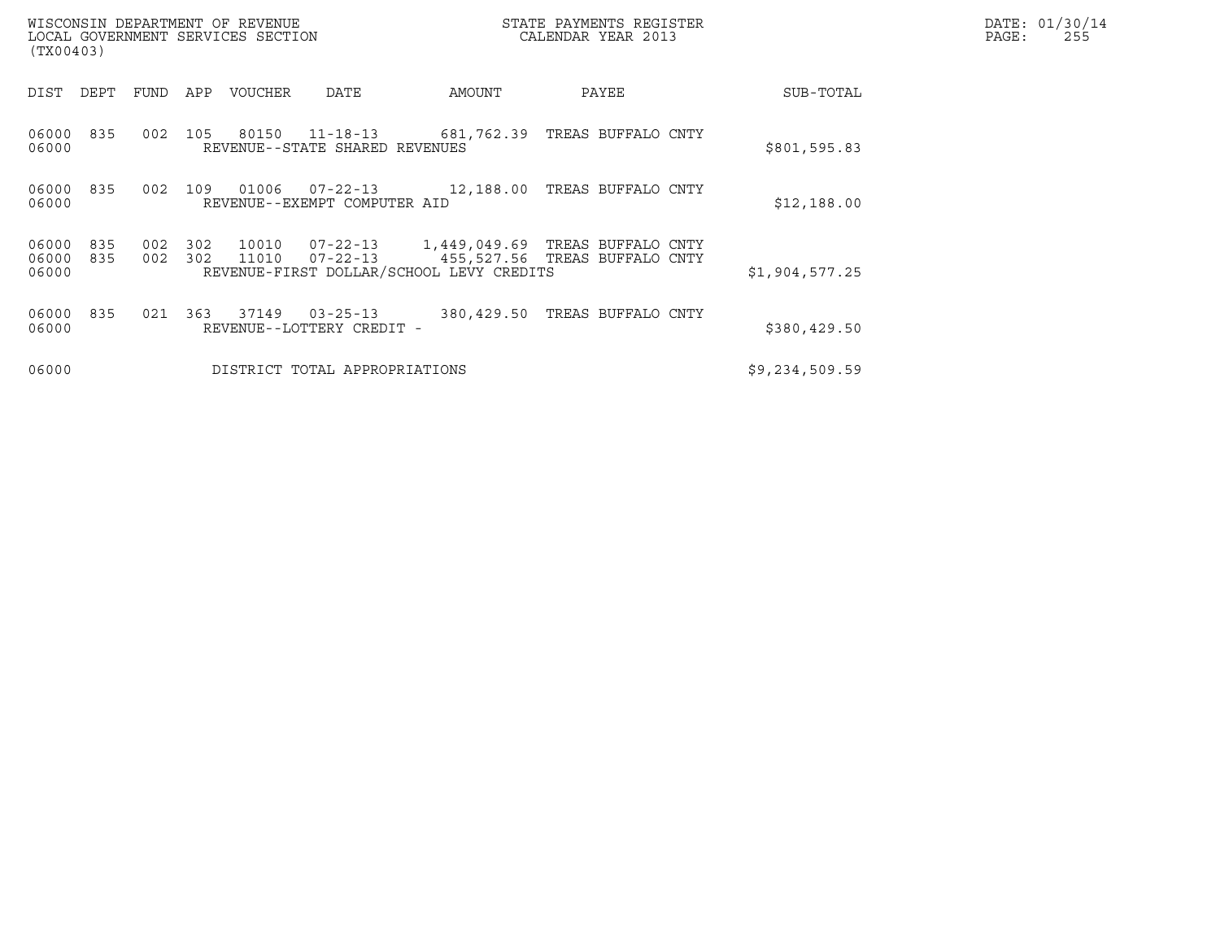WISCONSIN DEPARTMENT OF REVENUE
LOCAL GOVERNMENT SERVICES SECTION
(TX00403)

STATE PAYMENTS REGISTER
CALENDAR YEAR 2013

DATE: 01/30/14

| DIST | DEPT | FUND | APP | VOUCHER | DATE | AMOUNT | PAYEE | SUB-TOTAL |
|---|---|---|---|---|---|---|---|---|
| 06000 | 835 | 002 | 105 | 80150 | 11-18-13 | 681,762.39 | TREAS BUFFALO CNTY | |
| 06000 | | | | REVENUE--STATE SHARED REVENUES | | | | $801,595.83 |
| 06000 | 835 | 002 | 109 | 01006 | 07-22-13 | 12,188.00 | TREAS BUFFALO CNTY | |
| 06000 | | | | REVENUE--EXEMPT COMPUTER AID | | | | $12,188.00 |
| 06000 | 835 | 002 | 302 | 10010 | 07-22-13 | 1,449,049.69 | TREAS BUFFALO CNTY | |
| 06000 | 835 | 002 | 302 | 11010 | 07-22-13 | 455,527.56 | TREAS BUFFALO CNTY | |
| 06000 | | | | REVENUE-FIRST DOLLAR/SCHOOL LEVY CREDITS | | | | $1,904,577.25 |
| 06000 | 835 | 021 | 363 | 37149 | 03-25-13 | 380,429.50 | TREAS BUFFALO CNTY | |
| 06000 | | | | REVENUE--LOTTERY CREDIT - | | | | $380,429.50 |
| 06000 | | | | DISTRICT TOTAL APPROPRIATIONS | | | | $9,234,509.59 |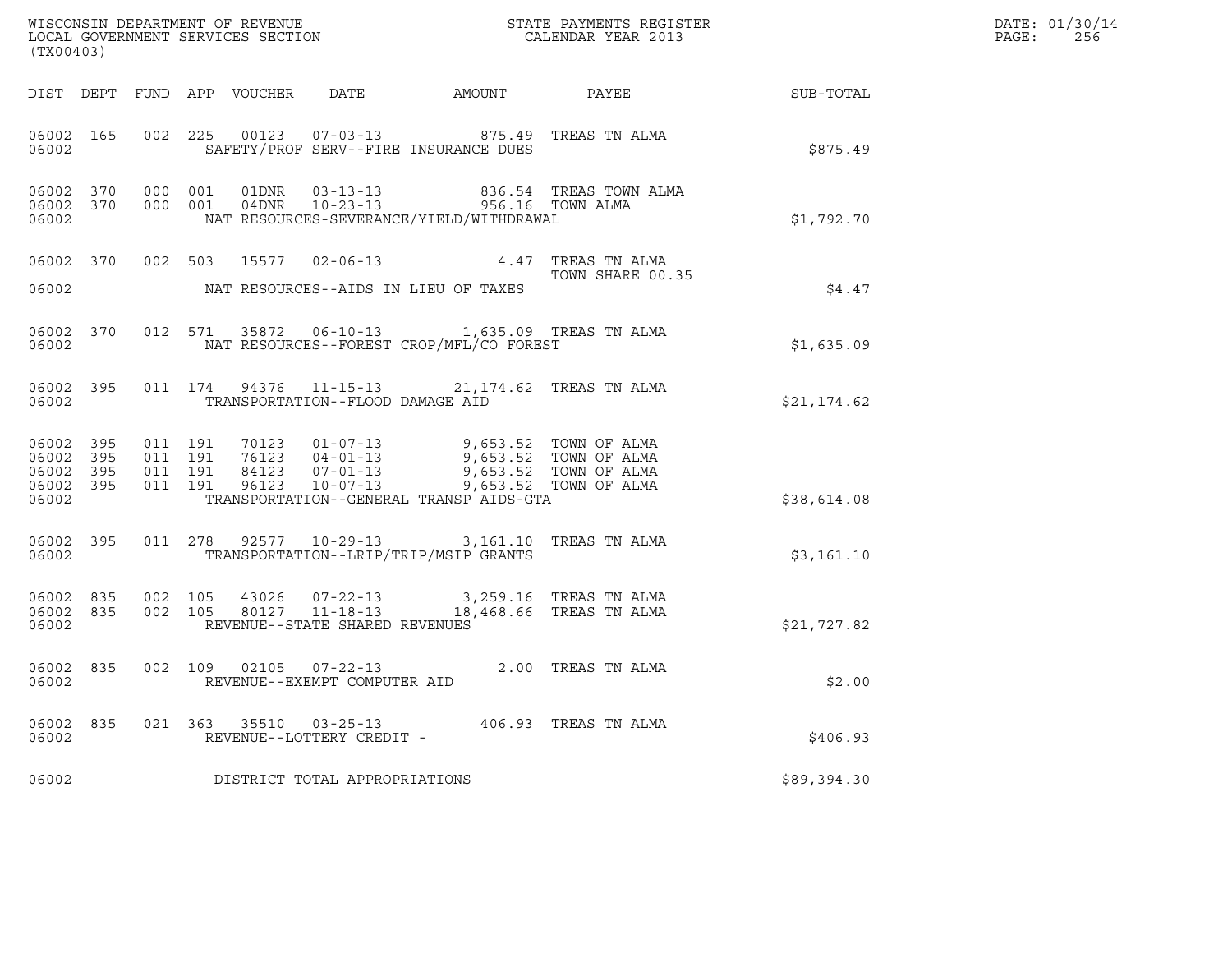WISCONSIN DEPARTMENT OF REVENUE
LOCAL GOVERNMENT SERVICES SECTION
(TX00403)

STATE PAYMENTS REGISTER
CALENDAR YEAR 2013

DATE: 01/30/14
PAGE: 256

| DIST | DEPT | FUND | APP | VOUCHER | DATE | AMOUNT | PAYEE | SUB-TOTAL |
|---|---|---|---|---|---|---|---|---|
| 06002 | 165 | 002 | 225 | 00123 | 07-03-13 | 875.49 | TREAS TN ALMA | |
| 06002 | | | | SAFETY/PROF SERV--FIRE INSURANCE DUES | | | | $875.49 |
| 06002 | 370 | 000 | 001 | 01DNR | 03-13-13 | 836.54 | TREAS TOWN ALMA | |
| 06002 | 370 | 000 | 001 | 04DNR | 10-23-13 | 956.16 | TOWN ALMA | |
| 06002 | | | | NAT RESOURCES-SEVERANCE/YIELD/WITHDRAWAL | | | | $1,792.70 |
| 06002 | 370 | 002 | 503 | 15577 | 02-06-13 | 4.47 | TREAS TN ALMA TOWN SHARE 00.35 | |
| 06002 | | | | NAT RESOURCES--AIDS IN LIEU OF TAXES | | | | $4.47 |
| 06002 | 370 | 012 | 571 | 35872 | 06-10-13 | 1,635.09 | TREAS TN ALMA | |
| 06002 | | | | NAT RESOURCES--FOREST CROP/MFL/CO FOREST | | | | $1,635.09 |
| 06002 | 395 | 011 | 174 | 94376 | 11-15-13 | 21,174.62 | TREAS TN ALMA | |
| 06002 | | | | TRANSPORTATION--FLOOD DAMAGE AID | | | | $21,174.62 |
| 06002 | 395 | 011 | 191 | 70123 | 01-07-13 | 9,653.52 | TOWN OF ALMA | |
| 06002 | 395 | 011 | 191 | 76123 | 04-01-13 | 9,653.52 | TOWN OF ALMA | |
| 06002 | 395 | 011 | 191 | 84123 | 07-01-13 | 9,653.52 | TOWN OF ALMA | |
| 06002 | 395 | 011 | 191 | 96123 | 10-07-13 | 9,653.52 | TOWN OF ALMA | |
| 06002 | | | | TRANSPORTATION--GENERAL TRANSP AIDS-GTA | | | | $38,614.08 |
| 06002 | 395 | 011 | 278 | 92577 | 10-29-13 | 3,161.10 | TREAS TN ALMA | |
| 06002 | | | | TRANSPORTATION--LRIP/TRIP/MSIP GRANTS | | | | $3,161.10 |
| 06002 | 835 | 002 | 105 | 43026 | 07-22-13 | 3,259.16 | TREAS TN ALMA | |
| 06002 | 835 | 002 | 105 | 80127 | 11-18-13 | 18,468.66 | TREAS TN ALMA | |
| 06002 | | | | REVENUE--STATE SHARED REVENUES | | | | $21,727.82 |
| 06002 | 835 | 002 | 109 | 02105 | 07-22-13 | 2.00 | TREAS TN ALMA | |
| 06002 | | | | REVENUE--EXEMPT COMPUTER AID | | | | $2.00 |
| 06002 | 835 | 021 | 363 | 35510 | 03-25-13 | 406.93 | TREAS TN ALMA | |
| 06002 | | | | REVENUE--LOTTERY CREDIT - | | | | $406.93 |
| 06002 | | | | DISTRICT TOTAL APPROPRIATIONS | | | | $89,394.30 |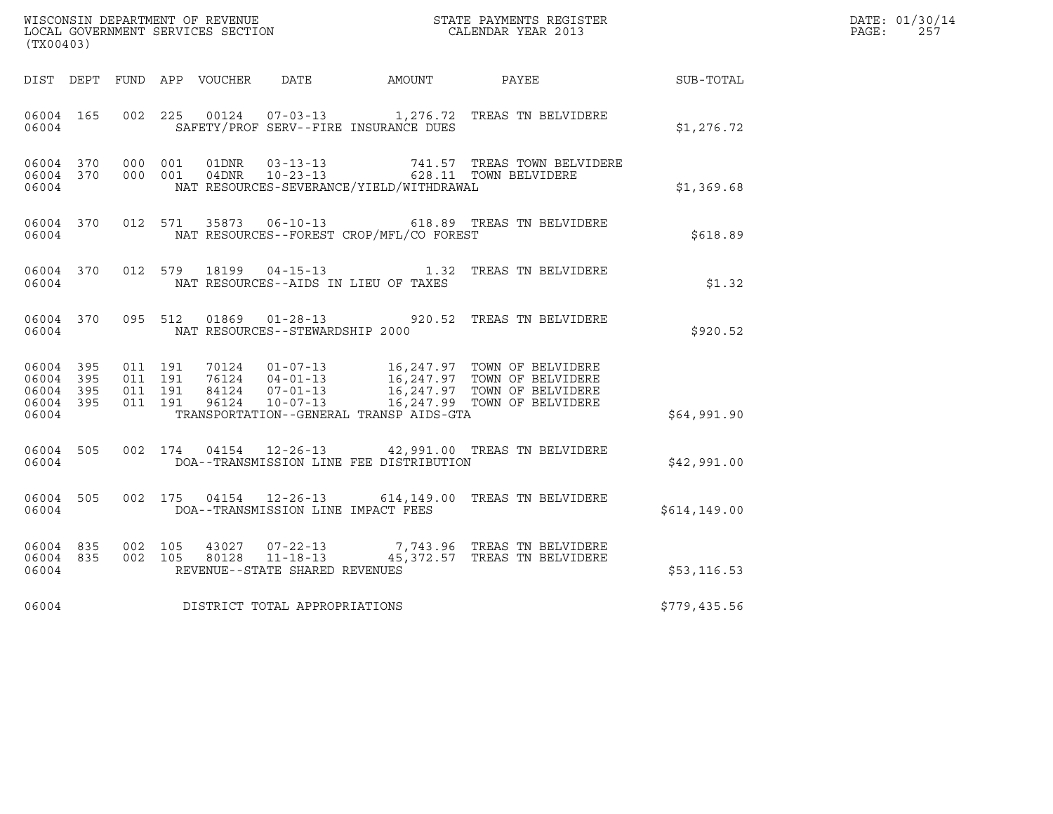WISCONSIN DEPARTMENT OF REVENUE
LOCAL GOVERNMENT SERVICES SECTION
(TX00403)

STATE PAYMENTS REGISTER
CALENDAR YEAR 2013

DATE: 01/30/14
PAGE: 257

| DIST | DEPT | FUND | APP | VOUCHER | DATE | AMOUNT | PAYEE | SUB-TOTAL |
|---|---|---|---|---|---|---|---|---|
| 06004 | 165 | 002 | 225 | 00124 | 07-03-13 | 1,276.72 | TREAS TN BELVIDERE | |
| 06004 | | | | | SAFETY/PROF SERV--FIRE INSURANCE DUES | | | $1,276.72 |
| 06004 | 370 | 000 | 001 | 01DNR | 03-13-13 | 741.57 | TREAS TOWN BELVIDERE | |
| 06004 | 370 | 000 | 001 | 04DNR | 10-23-13 | 628.11 | TOWN BELVIDERE | |
| 06004 | | | | | NAT RESOURCES-SEVERANCE/YIELD/WITHDRAWAL | | | $1,369.68 |
| 06004 | 370 | 012 | 571 | 35873 | 06-10-13 | 618.89 | TREAS TN BELVIDERE | |
| 06004 | | | | | NAT RESOURCES--FOREST CROP/MFL/CO FOREST | | | $618.89 |
| 06004 | 370 | 012 | 579 | 18199 | 04-15-13 | 1.32 | TREAS TN BELVIDERE | |
| 06004 | | | | | NAT RESOURCES--AIDS IN LIEU OF TAXES | | | $1.32 |
| 06004 | 370 | 095 | 512 | 01869 | 01-28-13 | 920.52 | TREAS TN BELVIDERE | |
| 06004 | | | | | NAT RESOURCES--STEWARDSHIP 2000 | | | $920.52 |
| 06004 | 395 | 011 | 191 | 70124 | 01-07-13 | 16,247.97 | TOWN OF BELVIDERE | |
| 06004 | 395 | 011 | 191 | 76124 | 04-01-13 | 16,247.97 | TOWN OF BELVIDERE | |
| 06004 | 395 | 011 | 191 | 84124 | 07-01-13 | 16,247.97 | TOWN OF BELVIDERE | |
| 06004 | 395 | 011 | 191 | 96124 | 10-07-13 | 16,247.99 | TOWN OF BELVIDERE | |
| 06004 | | | | | TRANSPORTATION--GENERAL TRANSP AIDS-GTA | | | $64,991.90 |
| 06004 | 505 | 002 | 174 | 04154 | 12-26-13 | 42,991.00 | TREAS TN BELVIDERE | |
| 06004 | | | | | DOA--TRANSMISSION LINE FEE DISTRIBUTION | | | $42,991.00 |
| 06004 | 505 | 002 | 175 | 04154 | 12-26-13 | 614,149.00 | TREAS TN BELVIDERE | |
| 06004 | | | | | DOA--TRANSMISSION LINE IMPACT FEES | | | $614,149.00 |
| 06004 | 835 | 002 | 105 | 43027 | 07-22-13 | 7,743.96 | TREAS TN BELVIDERE | |
| 06004 | 835 | 002 | 105 | 80128 | 11-18-13 | 45,372.57 | TREAS TN BELVIDERE | |
| 06004 | | | | | REVENUE--STATE SHARED REVENUES | | | $53,116.53 |
| 06004 | | | | | DISTRICT TOTAL APPROPRIATIONS | | | $779,435.56 |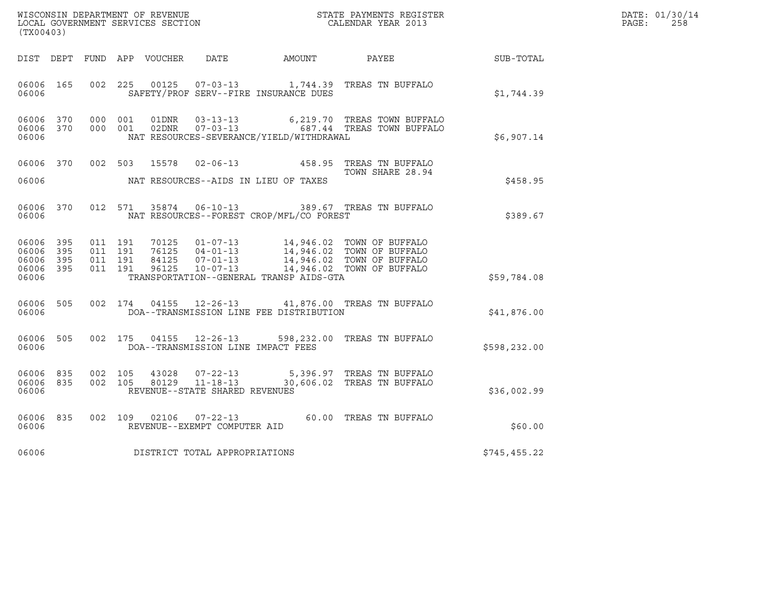WISCONSIN DEPARTMENT OF REVENUE
LOCAL GOVERNMENT SERVICES SECTION
(TX00403)

STATE PAYMENTS REGISTER
CALENDAR YEAR 2013

DATE: 01/30/14
PAGE: 258

| DIST | DEPT | FUND | APP | VOUCHER | DATE | AMOUNT | PAYEE | SUB-TOTAL |
|---|---|---|---|---|---|---|---|---|
| 06006 | 165 | 002 | 225 | 00125 | 07-03-13 | 1,744.39 | TREAS TN BUFFALO | |
| 06006 | | | | | SAFETY/PROF SERV--FIRE INSURANCE DUES | | | $1,744.39 |
| 06006 | 370 | 000 | 001 | 01DNR | 03-13-13 | 6,219.70 | TREAS TOWN BUFFALO | |
| 06006 | 370 | 000 | 001 | 02DNR | 07-03-13 | 687.44 | TREAS TOWN BUFFALO | |
| 06006 | | | | | NAT RESOURCES-SEVERANCE/YIELD/WITHDRAWAL | | | $6,907.14 |
| 06006 | 370 | 002 | 503 | 15578 | 02-06-13 | 458.95 | TREAS TN BUFFALO TOWN SHARE 28.94 | |
| 06006 | | | | | NAT RESOURCES--AIDS IN LIEU OF TAXES | | | $458.95 |
| 06006 | 370 | 012 | 571 | 35874 | 06-10-13 | 389.67 | TREAS TN BUFFALO | |
| 06006 | | | | | NAT RESOURCES--FOREST CROP/MFL/CO FOREST | | | $389.67 |
| 06006 | 395 | 011 | 191 | 70125 | 01-07-13 | 14,946.02 | TOWN OF BUFFALO | |
| 06006 | 395 | 011 | 191 | 76125 | 04-01-13 | 14,946.02 | TOWN OF BUFFALO | |
| 06006 | 395 | 011 | 191 | 84125 | 07-01-13 | 14,946.02 | TOWN OF BUFFALO | |
| 06006 | 395 | 011 | 191 | 96125 | 10-07-13 | 14,946.02 | TOWN OF BUFFALO | |
| 06006 | | | | | TRANSPORTATION--GENERAL TRANSP AIDS-GTA | | | $59,784.08 |
| 06006 | 505 | 002 | 174 | 04155 | 12-26-13 | 41,876.00 | TREAS TN BUFFALO | |
| 06006 | | | | | DOA--TRANSMISSION LINE FEE DISTRIBUTION | | | $41,876.00 |
| 06006 | 505 | 002 | 175 | 04155 | 12-26-13 | 598,232.00 | TREAS TN BUFFALO | |
| 06006 | | | | | DOA--TRANSMISSION LINE IMPACT FEES | | | $598,232.00 |
| 06006 | 835 | 002 | 105 | 43028 | 07-22-13 | 5,396.97 | TREAS TN BUFFALO | |
| 06006 | 835 | 002 | 105 | 80129 | 11-18-13 | 30,606.02 | TREAS TN BUFFALO | |
| 06006 | | | | | REVENUE--STATE SHARED REVENUES | | | $36,002.99 |
| 06006 | 835 | 002 | 109 | 02106 | 07-22-13 | 60.00 | TREAS TN BUFFALO | |
| 06006 | | | | | REVENUE--EXEMPT COMPUTER AID | | | $60.00 |
| 06006 | | | | | DISTRICT TOTAL APPROPRIATIONS | | | $745,455.22 |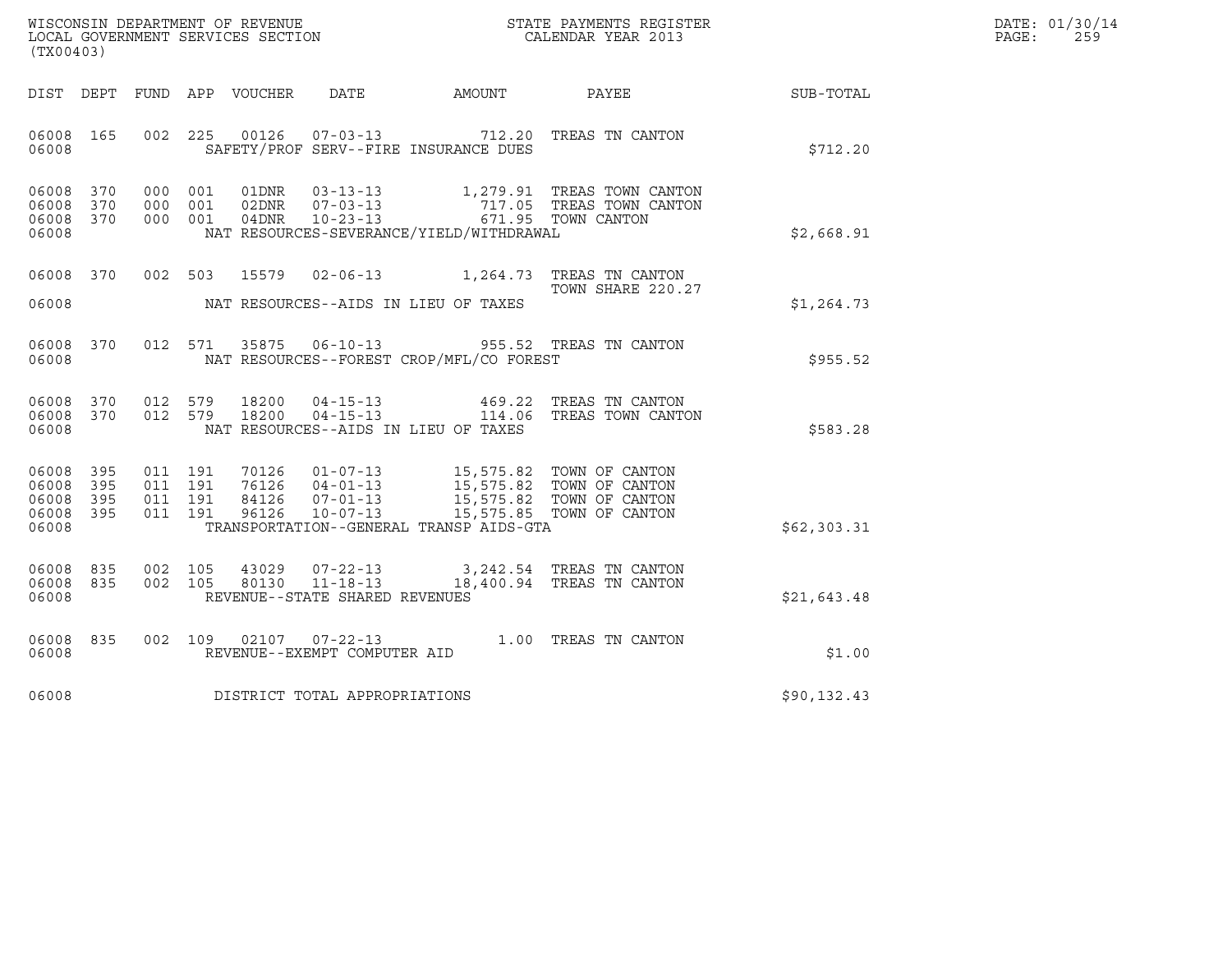WISCONSIN DEPARTMENT OF REVENUE
LOCAL GOVERNMENT SERVICES SECTION
(TX00403)

STATE PAYMENTS REGISTER
CALENDAR YEAR 2013

DATE: 01/30/14

| DIST | DEPT | FUND | APP | VOUCHER | DATE | AMOUNT | PAYEE | SUB-TOTAL |
|---|---|---|---|---|---|---|---|---|
| 06008 | 165 | 002 | 225 | 00126 | 07-03-13 | 712.20 | TREAS TN CANTON | |
| 06008 | | | | | SAFETY/PROF SERV--FIRE INSURANCE DUES | | | $712.20 |
| 06008 | 370 | 000 | 001 | 01DNR | 03-13-13 | 1,279.91 | TREAS TOWN CANTON | |
| 06008 | 370 | 000 | 001 | 02DNR | 07-03-13 | 717.05 | TREAS TOWN CANTON | |
| 06008 | 370 | 000 | 001 | 04DNR | 10-23-13 | 671.95 | TOWN CANTON | |
| 06008 | | | | | NAT RESOURCES-SEVERANCE/YIELD/WITHDRAWAL | | | $2,668.91 |
| 06008 | 370 | 002 | 503 | 15579 | 02-06-13 | 1,264.73 | TREAS TN CANTON<br>TOWN SHARE 220.27 | |
| 06008 | | | | | NAT RESOURCES--AIDS IN LIEU OF TAXES | | | $1,264.73 |
| 06008 | 370 | 012 | 571 | 35875 | 06-10-13 | 955.52 | TREAS TN CANTON | |
| 06008 | | | | | NAT RESOURCES--FOREST CROP/MFL/CO FOREST | | | $955.52 |
| 06008 | 370 | 012 | 579 | 18200 | 04-15-13 | 469.22 | TREAS TN CANTON | |
| 06008 | 370 | 012 | 579 | 18200 | 04-15-13 | 114.06 | TREAS TOWN CANTON | |
| 06008 | | | | | NAT RESOURCES--AIDS IN LIEU OF TAXES | | | $583.28 |
| 06008 | 395 | 011 | 191 | 70126 | 01-07-13 | 15,575.82 | TOWN OF CANTON | |
| 06008 | 395 | 011 | 191 | 76126 | 04-01-13 | 15,575.82 | TOWN OF CANTON | |
| 06008 | 395 | 011 | 191 | 84126 | 07-01-13 | 15,575.82 | TOWN OF CANTON | |
| 06008 | 395 | 011 | 191 | 96126 | 10-07-13 | 15,575.85 | TOWN OF CANTON | |
| 06008 | | | | | TRANSPORTATION--GENERAL TRANSP AIDS-GTA | | | $62,303.31 |
| 06008 | 835 | 002 | 105 | 43029 | 07-22-13 | 3,242.54 | TREAS TN CANTON | |
| 06008 | 835 | 002 | 105 | 80130 | 11-18-13 | 18,400.94 | TREAS TN CANTON | |
| 06008 | | | | | REVENUE--STATE SHARED REVENUES | | | $21,643.48 |
| 06008 | 835 | 002 | 109 | 02107 | 07-22-13 | 1.00 | TREAS TN CANTON | |
| 06008 | | | | | REVENUE--EXEMPT COMPUTER AID | | | $1.00 |
| 06008 | | | | | DISTRICT TOTAL APPROPRIATIONS | | | $90,132.43 |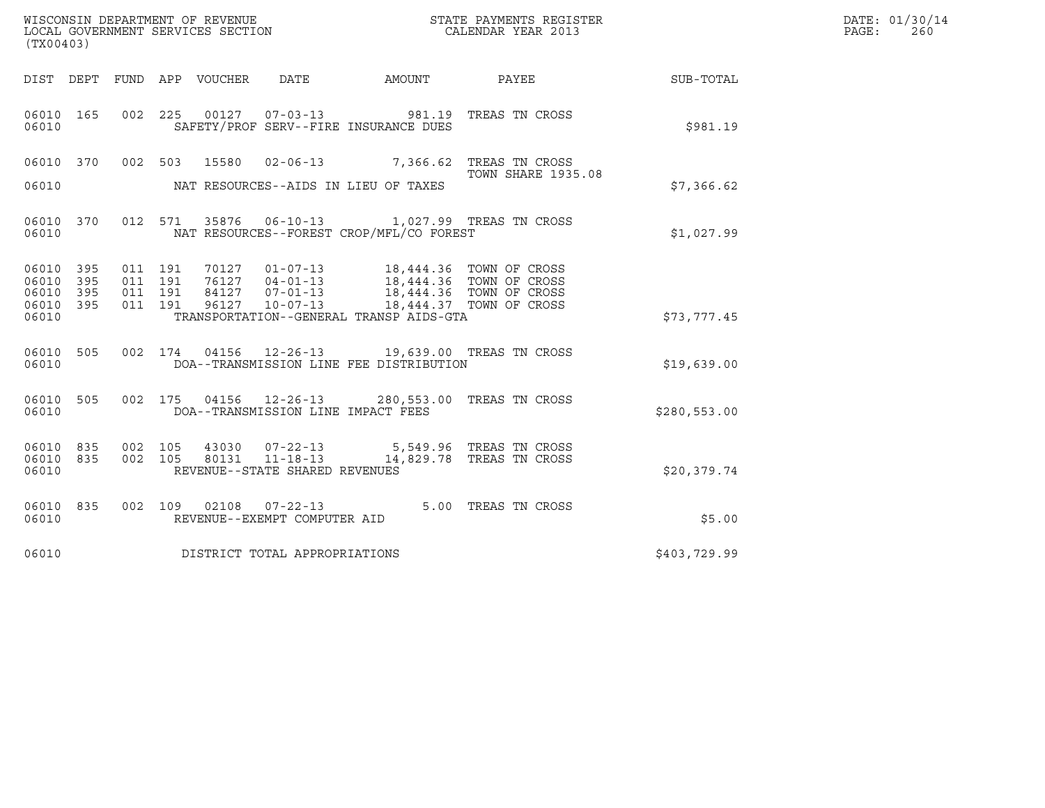WISCONSIN DEPARTMENT OF REVENUE
LOCAL GOVERNMENT SERVICES SECTION
(TX00403)

STATE PAYMENTS REGISTER
CALENDAR YEAR 2013

DATE: 01/30/14
PAGE: 260

| DIST | DEPT | FUND | APP | VOUCHER | DATE | AMOUNT | PAYEE | SUB-TOTAL |
|---|---|---|---|---|---|---|---|---|
| 06010 | 165 | 002 | 225 | 00127 | 07-03-13 | 981.19 | TREAS TN CROSS | |
| 06010 | | | | | SAFETY/PROF SERV--FIRE INSURANCE DUES | | | $981.19 |
| 06010 | 370 | 002 | 503 | 15580 | 02-06-13 | 7,366.62 | TREAS TN CROSS | |
| | | | | | | | TOWN SHARE 1935.08 | |
| 06010 | | | | | NAT RESOURCES--AIDS IN LIEU OF TAXES | | | $7,366.62 |
| 06010 | 370 | 012 | 571 | 35876 | 06-10-13 | 1,027.99 | TREAS TN CROSS | |
| 06010 | | | | | NAT RESOURCES--FOREST CROP/MFL/CO FOREST | | | $1,027.99 |
| 06010 | 395 | 011 | 191 | 70127 | 01-07-13 | 18,444.36 | TOWN OF CROSS | |
| 06010 | 395 | 011 | 191 | 76127 | 04-01-13 | 18,444.36 | TOWN OF CROSS | |
| 06010 | 395 | 011 | 191 | 84127 | 07-01-13 | 18,444.36 | TOWN OF CROSS | |
| 06010 | 395 | 011 | 191 | 96127 | 10-07-13 | 18,444.37 | TOWN OF CROSS | |
| 06010 | | | | | TRANSPORTATION--GENERAL TRANSP AIDS-GTA | | | $73,777.45 |
| 06010 | 505 | 002 | 174 | 04156 | 12-26-13 | 19,639.00 | TREAS TN CROSS | |
| 06010 | | | | | DOA--TRANSMISSION LINE FEE DISTRIBUTION | | | $19,639.00 |
| 06010 | 505 | 002 | 175 | 04156 | 12-26-13 | 280,553.00 | TREAS TN CROSS | |
| 06010 | | | | | DOA--TRANSMISSION LINE IMPACT FEES | | | $280,553.00 |
| 06010 | 835 | 002 | 105 | 43030 | 07-22-13 | 5,549.96 | TREAS TN CROSS | |
| 06010 | 835 | 002 | 105 | 80131 | 11-18-13 | 14,829.78 | TREAS TN CROSS | |
| 06010 | | | | | REVENUE--STATE SHARED REVENUES | | | $20,379.74 |
| 06010 | 835 | 002 | 109 | 02108 | 07-22-13 | 5.00 | TREAS TN CROSS | |
| 06010 | | | | | REVENUE--EXEMPT COMPUTER AID | | | $5.00 |
| 06010 | | | | | DISTRICT TOTAL APPROPRIATIONS | | | $403,729.99 |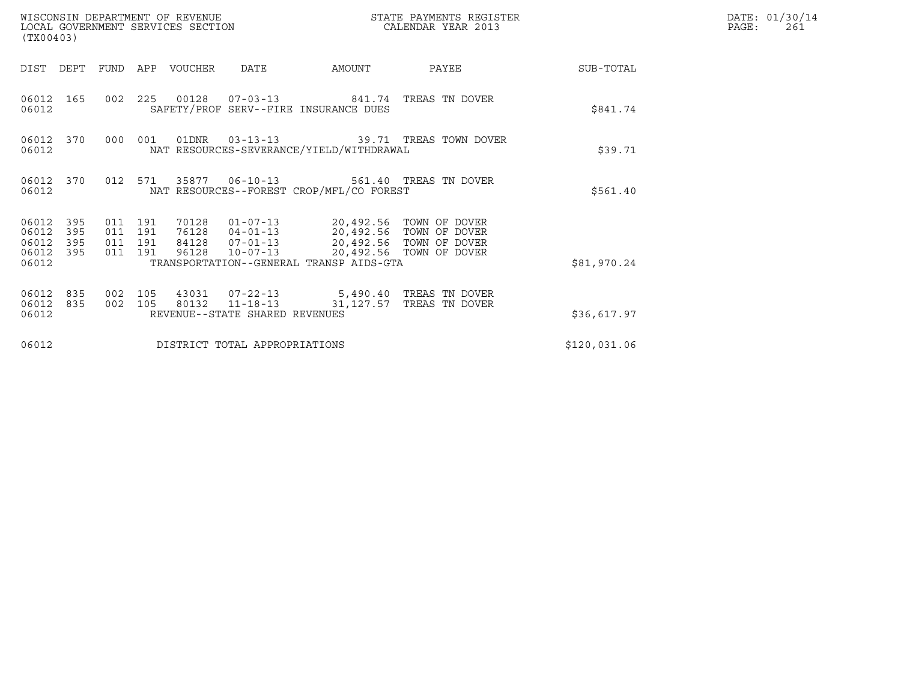WISCONSIN DEPARTMENT OF REVENUE
LOCAL GOVERNMENT SERVICES SECTION
(TX00403)

STATE PAYMENTS REGISTER
CALENDAR YEAR 2013

DATE: 01/30/14

| DIST | DEPT | FUND | APP | VOUCHER | DATE | AMOUNT | PAYEE | SUB-TOTAL |
|---|---|---|---|---|---|---|---|---|
| 06012 | 165 | 002 | 225 | 00128 | 07-03-13 | 841.74 | TREAS TN DOVER | |
| 06012 | | | | SAFETY/PROF SERV--FIRE INSURANCE DUES | | | | $841.74 |
| 06012 | 370 | 000 | 001 | 01DNR | 03-13-13 | 39.71 | TREAS TOWN DOVER | |
| 06012 | | | | NAT RESOURCES-SEVERANCE/YIELD/WITHDRAWAL | | | | $39.71 |
| 06012 | 370 | 012 | 571 | 35877 | 06-10-13 | 561.40 | TREAS TN DOVER | |
| 06012 | | | | NAT RESOURCES--FOREST CROP/MFL/CO FOREST | | | | $561.40 |
| 06012 | 395 | 011 | 191 | 70128 | 01-07-13 | 20,492.56 | TOWN OF DOVER | |
| 06012 | 395 | 011 | 191 | 76128 | 04-01-13 | 20,492.56 | TOWN OF DOVER | |
| 06012 | 395 | 011 | 191 | 84128 | 07-01-13 | 20,492.56 | TOWN OF DOVER | |
| 06012 | 395 | 011 | 191 | 96128 | 10-07-13 | 20,492.56 | TOWN OF DOVER | |
| 06012 | | | | TRANSPORTATION--GENERAL TRANSP AIDS-GTA | | | | $81,970.24 |
| 06012 | 835 | 002 | 105 | 43031 | 07-22-13 | 5,490.40 | TREAS TN DOVER | |
| 06012 | 835 | 002 | 105 | 80132 | 11-18-13 | 31,127.57 | TREAS TN DOVER | |
| 06012 | | | | REVENUE--STATE SHARED REVENUES | | | | $36,617.97 |
| 06012 | | | | DISTRICT TOTAL APPROPRIATIONS | | | | $120,031.06 |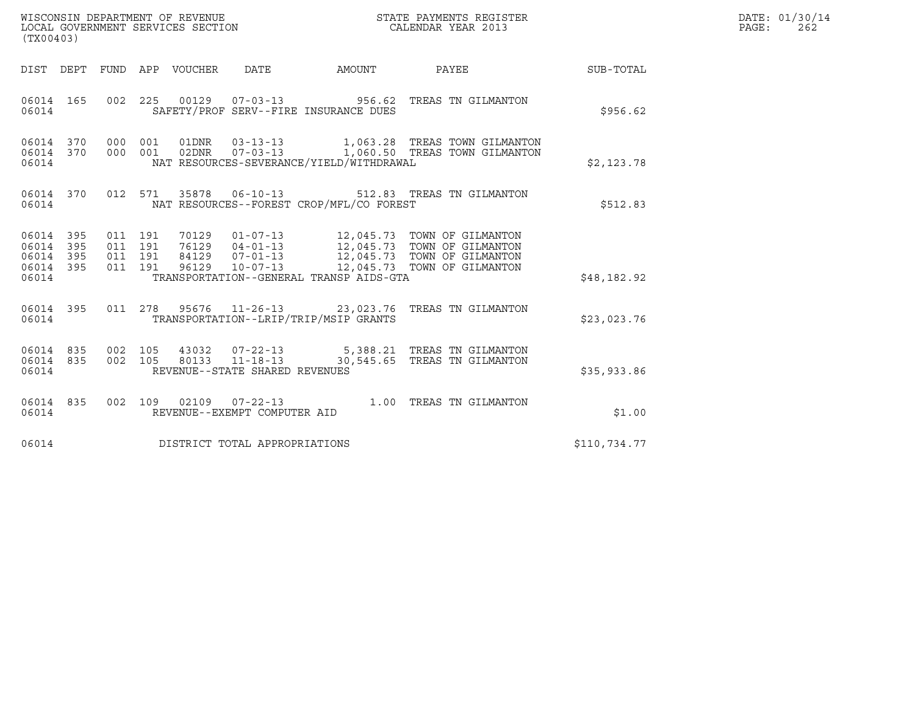WISCONSIN DEPARTMENT OF REVENUE
LOCAL GOVERNMENT SERVICES SECTION
(TX00403)

STATE PAYMENTS REGISTER
CALENDAR YEAR 2013

DATE: 01/30/14
PAGE: 262

| DIST | DEPT | FUND | APP | VOUCHER | DATE | AMOUNT | PAYEE | SUB-TOTAL |
|---|---|---|---|---|---|---|---|---|
| 06014 | 165 | 002 | 225 | 00129 | 07-03-13 | 956.62 | TREAS TN GILMANTON | |
| 06014 | | | | SAFETY/PROF SERV--FIRE INSURANCE DUES | | | | $956.62 |
| 06014 | 370 | 000 | 001 | 01DNR | 03-13-13 | 1,063.28 | TREAS TOWN GILMANTON | |
| 06014 | 370 | 000 | 001 | 02DNR | 07-03-13 | 1,060.50 | TREAS TOWN GILMANTON | |
| 06014 | | | | NAT RESOURCES-SEVERANCE/YIELD/WITHDRAWAL | | | | $2,123.78 |
| 06014 | 370 | 012 | 571 | 35878 | 06-10-13 | 512.83 | TREAS TN GILMANTON | |
| 06014 | | | | NAT RESOURCES--FOREST CROP/MFL/CO FOREST | | | | $512.83 |
| 06014 | 395 | 011 | 191 | 70129 | 01-07-13 | 12,045.73 | TOWN OF GILMANTON | |
| 06014 | 395 | 011 | 191 | 76129 | 04-01-13 | 12,045.73 | TOWN OF GILMANTON | |
| 06014 | 395 | 011 | 191 | 84129 | 07-01-13 | 12,045.73 | TOWN OF GILMANTON | |
| 06014 | 395 | 011 | 191 | 96129 | 10-07-13 | 12,045.73 | TOWN OF GILMANTON | |
| 06014 | | | | TRANSPORTATION--GENERAL TRANSP AIDS-GTA | | | | $48,182.92 |
| 06014 | 395 | 011 | 278 | 95676 | 11-26-13 | 23,023.76 | TREAS TN GILMANTON | |
| 06014 | | | | TRANSPORTATION--LRIP/TRIP/MSIP GRANTS | | | | $23,023.76 |
| 06014 | 835 | 002 | 105 | 43032 | 07-22-13 | 5,388.21 | TREAS TN GILMANTON | |
| 06014 | 835 | 002 | 105 | 80133 | 11-18-13 | 30,545.65 | TREAS TN GILMANTON | |
| 06014 | | | | REVENUE--STATE SHARED REVENUES | | | | $35,933.86 |
| 06014 | 835 | 002 | 109 | 02109 | 07-22-13 | 1.00 | TREAS TN GILMANTON | |
| 06014 | | | | REVENUE--EXEMPT COMPUTER AID | | | | $1.00 |
| 06014 | | | | DISTRICT TOTAL APPROPRIATIONS | | | | $110,734.77 |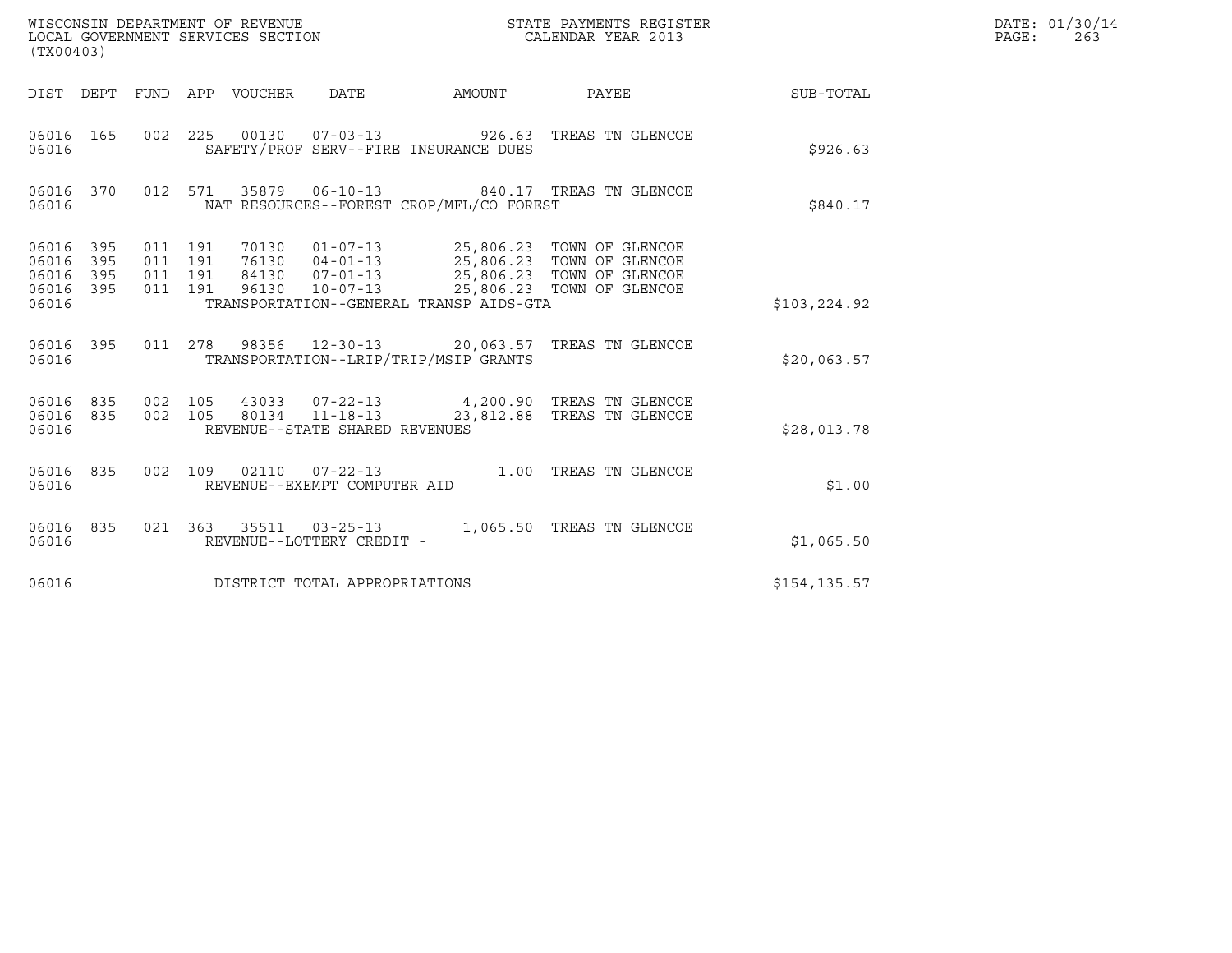WISCONSIN DEPARTMENT OF REVENUE
LOCAL GOVERNMENT SERVICES SECTION
(TX00403)

STATE PAYMENTS REGISTER
CALENDAR YEAR 2013

DATE: 01/30/14
PAGE: 263

| DIST | DEPT | FUND | APP | VOUCHER | DATE | AMOUNT | PAYEE | SUB-TOTAL |
|---|---|---|---|---|---|---|---|---|
| 06016 | 165 | 002 | 225 | 00130 | 07-03-13 | 926.63 | TREAS TN GLENCOE | |
| 06016 | | | | SAFETY/PROF SERV--FIRE INSURANCE DUES | | | | \$926.63 |
| 06016 | 370 | 012 | 571 | 35879 | 06-10-13 | 840.17 | TREAS TN GLENCOE | |
| 06016 | | | | NAT RESOURCES--FOREST CROP/MFL/CO FOREST | | | | \$840.17 |
| 06016 | 395 | 011 | 191 | 70130 | 01-07-13 | 25,806.23 | TOWN OF GLENCOE | |
| 06016 | 395 | 011 | 191 | 76130 | 04-01-13 | 25,806.23 | TOWN OF GLENCOE | |
| 06016 | 395 | 011 | 191 | 84130 | 07-01-13 | 25,806.23 | TOWN OF GLENCOE | |
| 06016 | 395 | 011 | 191 | 96130 | 10-07-13 | 25,806.23 | TOWN OF GLENCOE | |
| 06016 | | | | TRANSPORTATION--GENERAL TRANSP AIDS-GTA | | | | \$103,224.92 |
| 06016 | 395 | 011 | 278 | 98356 | 12-30-13 | 20,063.57 | TREAS TN GLENCOE | |
| 06016 | | | | TRANSPORTATION--LRIP/TRIP/MSIP GRANTS | | | | \$20,063.57 |
| 06016 | 835 | 002 | 105 | 43033 | 07-22-13 | 4,200.90 | TREAS TN GLENCOE | |
| 06016 | 835 | 002 | 105 | 80134 | 11-18-13 | 23,812.88 | TREAS TN GLENCOE | |
| 06016 | | | | REVENUE--STATE SHARED REVENUES | | | | \$28,013.78 |
| 06016 | 835 | 002 | 109 | 02110 | 07-22-13 | 1.00 | TREAS TN GLENCOE | |
| 06016 | | | | REVENUE--EXEMPT COMPUTER AID | | | | \$1.00 |
| 06016 | 835 | 021 | 363 | 35511 | 03-25-13 | 1,065.50 | TREAS TN GLENCOE | |
| 06016 | | | | REVENUE--LOTTERY CREDIT - | | | | \$1,065.50 |
| 06016 | | | | DISTRICT TOTAL APPROPRIATIONS | | | | \$154,135.57 |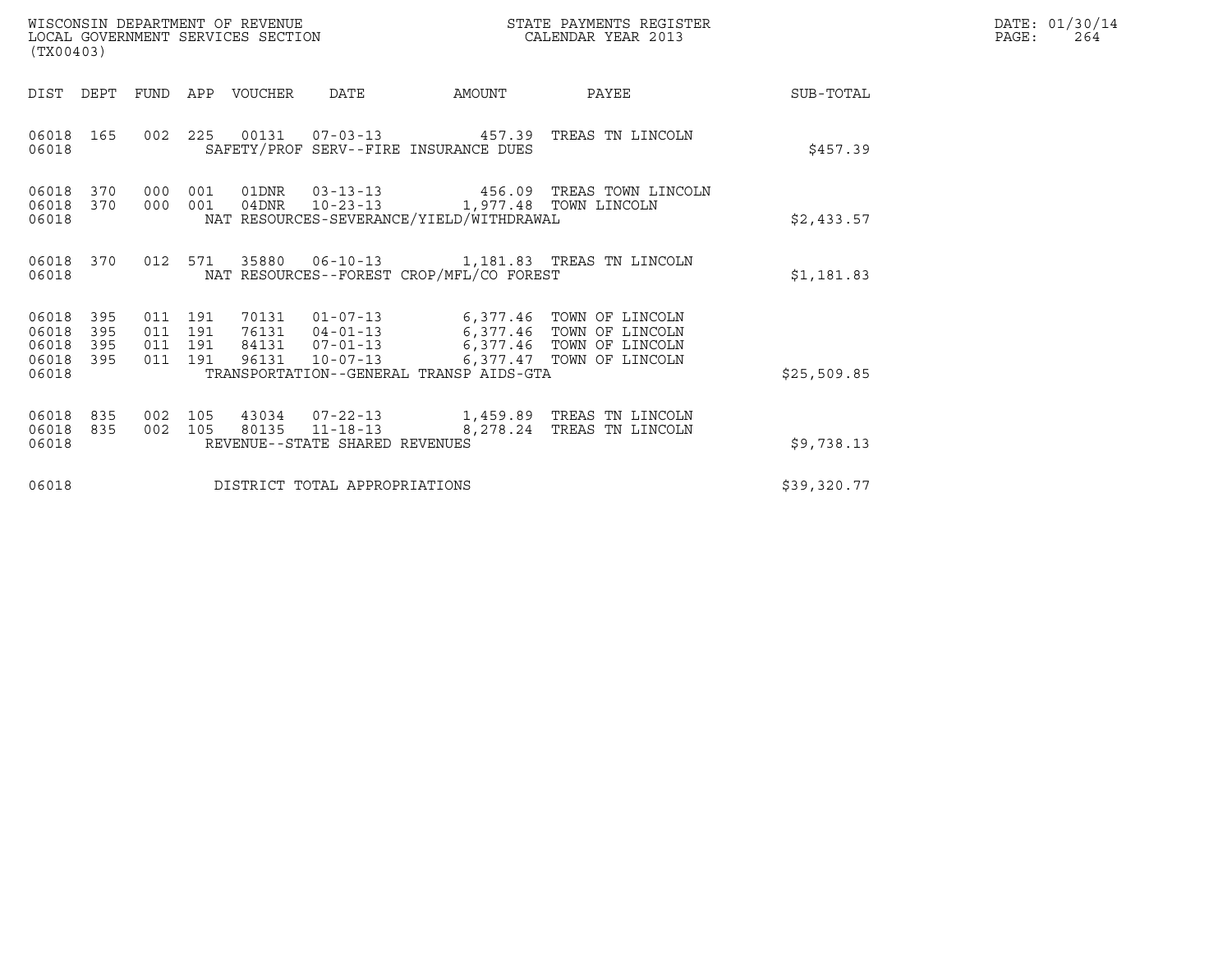WISCONSIN DEPARTMENT OF REVENUE
LOCAL GOVERNMENT SERVICES SECTION
(TX00403)

STATE PAYMENTS REGISTER
CALENDAR YEAR 2013

| DIST | DEPT | FUND | APP | VOUCHER | DATE | AMOUNT | PAYEE | SUB-TOTAL |
|---|---|---|---|---|---|---|---|---|
| 06018 | 165 | 002 | 225 | 00131 | 07-03-13 | 457.39 | TREAS TN LINCOLN | |
| 06018 | | | | SAFETY/PROF SERV--FIRE INSURANCE DUES | | | | $457.39 |
| 06018 | 370 | 000 | 001 | 01DNR | 03-13-13 | 456.09 | TREAS TOWN LINCOLN | |
| 06018 | 370 | 000 | 001 | 04DNR | 10-23-13 | 1,977.48 | TOWN LINCOLN | |
| 06018 | | | | NAT RESOURCES-SEVERANCE/YIELD/WITHDRAWAL | | | | $2,433.57 |
| 06018 | 370 | 012 | 571 | 35880 | 06-10-13 | 1,181.83 | TREAS TN LINCOLN | |
| 06018 | | | | NAT RESOURCES--FOREST CROP/MFL/CO FOREST | | | | $1,181.83 |
| 06018 | 395 | 011 | 191 | 70131 | 01-07-13 | 6,377.46 | TOWN OF LINCOLN | |
| 06018 | 395 | 011 | 191 | 76131 | 04-01-13 | 6,377.46 | TOWN OF LINCOLN | |
| 06018 | 395 | 011 | 191 | 84131 | 07-01-13 | 6,377.46 | TOWN OF LINCOLN | |
| 06018 | 395 | 011 | 191 | 96131 | 10-07-13 | 6,377.47 | TOWN OF LINCOLN | |
| 06018 | | | | TRANSPORTATION--GENERAL TRANSP AIDS-GTA | | | | $25,509.85 |
| 06018 | 835 | 002 | 105 | 43034 | 07-22-13 | 1,459.89 | TREAS TN LINCOLN | |
| 06018 | 835 | 002 | 105 | 80135 | 11-18-13 | 8,278.24 | TREAS TN LINCOLN | |
| 06018 | | | | REVENUE--STATE SHARED REVENUES | | | | $9,738.13 |
| 06018 | | | | DISTRICT TOTAL APPROPRIATIONS | | | | $39,320.77 |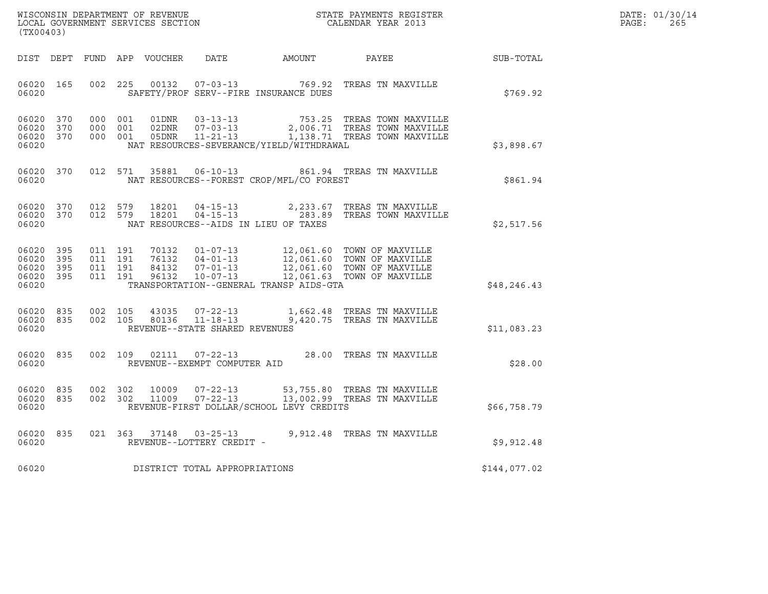WISCONSIN DEPARTMENT OF REVENUE
LOCAL GOVERNMENT SERVICES SECTION
(TX00403)

STATE PAYMENTS REGISTER
CALENDAR YEAR 2013

DATE: 01/30/14

| DIST | DEPT | FUND | APP | VOUCHER | DATE | AMOUNT | PAYEE | SUB-TOTAL |
|---|---|---|---|---|---|---|---|---|
| 06020 | 165 | 002 | 225 | 00132 | 07-03-13 | 769.92 | TREAS TN MAXVILLE | |
| 06020 | | | | | SAFETY/PROF SERV--FIRE INSURANCE DUES | | | $769.92 |
| 06020 | 370 | 000 | 001 | 01DNR | 03-13-13 | 753.25 | TREAS TOWN MAXVILLE | |
| 06020 | 370 | 000 | 001 | 02DNR | 07-03-13 | 2,006.71 | TREAS TOWN MAXVILLE | |
| 06020 | 370 | 000 | 001 | 05DNR | 11-21-13 | 1,138.71 | TREAS TOWN MAXVILLE | |
| 06020 | | | | | NAT RESOURCES-SEVERANCE/YIELD/WITHDRAWAL | | | $3,898.67 |
| 06020 | 370 | 012 | 571 | 35881 | 06-10-13 | 861.94 | TREAS TN MAXVILLE | |
| 06020 | | | | | NAT RESOURCES--FOREST CROP/MFL/CO FOREST | | | $861.94 |
| 06020 | 370 | 012 | 579 | 18201 | 04-15-13 | 2,233.67 | TREAS TN MAXVILLE | |
| 06020 | 370 | 012 | 579 | 18201 | 04-15-13 | 283.89 | TREAS TOWN MAXVILLE | |
| 06020 | | | | | NAT RESOURCES--AIDS IN LIEU OF TAXES | | | $2,517.56 |
| 06020 | 395 | 011 | 191 | 70132 | 01-07-13 | 12,061.60 | TOWN OF MAXVILLE | |
| 06020 | 395 | 011 | 191 | 76132 | 04-01-13 | 12,061.60 | TOWN OF MAXVILLE | |
| 06020 | 395 | 011 | 191 | 84132 | 07-01-13 | 12,061.60 | TOWN OF MAXVILLE | |
| 06020 | 395 | 011 | 191 | 96132 | 10-07-13 | 12,061.63 | TOWN OF MAXVILLE | |
| 06020 | | | | | TRANSPORTATION--GENERAL TRANSP AIDS-GTA | | | $48,246.43 |
| 06020 | 835 | 002 | 105 | 43035 | 07-22-13 | 1,662.48 | TREAS TN MAXVILLE | |
| 06020 | 835 | 002 | 105 | 80136 | 11-18-13 | 9,420.75 | TREAS TN MAXVILLE | |
| 06020 | | | | | REVENUE--STATE SHARED REVENUES | | | $11,083.23 |
| 06020 | 835 | 002 | 109 | 02111 | 07-22-13 | 28.00 | TREAS TN MAXVILLE | |
| 06020 | | | | | REVENUE--EXEMPT COMPUTER AID | | | $28.00 |
| 06020 | 835 | 002 | 302 | 10009 | 07-22-13 | 53,755.80 | TREAS TN MAXVILLE | |
| 06020 | 835 | 002 | 302 | 11009 | 07-22-13 | 13,002.99 | TREAS TN MAXVILLE | |
| 06020 | | | | | REVENUE-FIRST DOLLAR/SCHOOL LEVY CREDITS | | | $66,758.79 |
| 06020 | 835 | 021 | 363 | 37148 | 03-25-13 | 9,912.48 | TREAS TN MAXVILLE | |
| 06020 | | | | | REVENUE--LOTTERY CREDIT - | | | $9,912.48 |
| 06020 | | | | | DISTRICT TOTAL APPROPRIATIONS | | | $144,077.02 |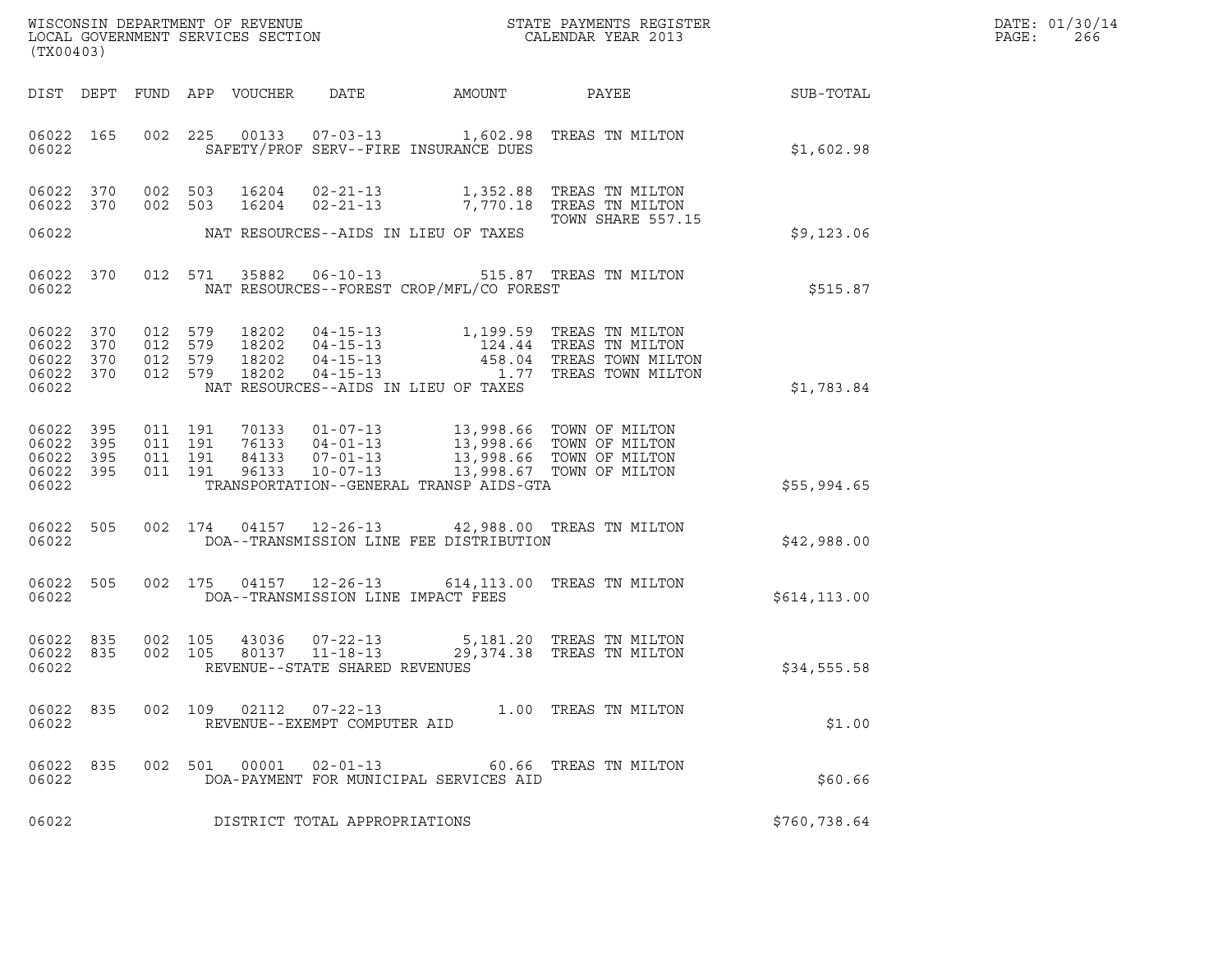WISCONSIN DEPARTMENT OF REVENUE
LOCAL GOVERNMENT SERVICES SECTION
(TX00403)

STATE PAYMENTS REGISTER
CALENDAR YEAR 2013

DATE: 01/30/14
PAGE: 266

| DIST | DEPT | FUND | APP | VOUCHER | DATE | AMOUNT | PAYEE | SUB-TOTAL |
|---|---|---|---|---|---|---|---|---|
| 06022 | 165 | 002 | 225 | 00133 | 07-03-13 | 1,602.98 | TREAS TN MILTON | |
| 06022 | | | | | SAFETY/PROF SERV--FIRE INSURANCE DUES | | | $1,602.98 |
| 06022 | 370 | 002 | 503 | 16204 | 02-21-13 | 1,352.88 | TREAS TN MILTON | |
| 06022 | 370 | 002 | 503 | 16204 | 02-21-13 | 7,770.18 | TREAS TN MILTON | |
| | | | | | | | TOWN SHARE 557.15 | |
| 06022 | | | | | NAT RESOURCES--AIDS IN LIEU OF TAXES | | | $9,123.06 |
| 06022 | 370 | 012 | 571 | 35882 | 06-10-13 | 515.87 | TREAS TN MILTON | |
| 06022 | | | | | NAT RESOURCES--FOREST CROP/MFL/CO FOREST | | | $515.87 |
| 06022 | 370 | 012 | 579 | 18202 | 04-15-13 | 1,199.59 | TREAS TN MILTON | |
| 06022 | 370 | 012 | 579 | 18202 | 04-15-13 | 124.44 | TREAS TN MILTON | |
| 06022 | 370 | 012 | 579 | 18202 | 04-15-13 | 458.04 | TREAS TOWN MILTON | |
| 06022 | 370 | 012 | 579 | 18202 | 04-15-13 | 1.77 | TREAS TOWN MILTON | |
| 06022 | | | | | NAT RESOURCES--AIDS IN LIEU OF TAXES | | | $1,783.84 |
| 06022 | 395 | 011 | 191 | 70133 | 01-07-13 | 13,998.66 | TOWN OF MILTON | |
| 06022 | 395 | 011 | 191 | 76133 | 04-01-13 | 13,998.66 | TOWN OF MILTON | |
| 06022 | 395 | 011 | 191 | 84133 | 07-01-13 | 13,998.66 | TOWN OF MILTON | |
| 06022 | 395 | 011 | 191 | 96133 | 10-07-13 | 13,998.67 | TOWN OF MILTON | |
| 06022 | | | | | TRANSPORTATION--GENERAL TRANSP AIDS-GTA | | | $55,994.65 |
| 06022 | 505 | 002 | 174 | 04157 | 12-26-13 | 42,988.00 | TREAS TN MILTON | |
| 06022 | | | | | DOA--TRANSMISSION LINE FEE DISTRIBUTION | | | $42,988.00 |
| 06022 | 505 | 002 | 175 | 04157 | 12-26-13 | 614,113.00 | TREAS TN MILTON | |
| 06022 | | | | | DOA--TRANSMISSION LINE IMPACT FEES | | | $614,113.00 |
| 06022 | 835 | 002 | 105 | 43036 | 07-22-13 | 5,181.20 | TREAS TN MILTON | |
| 06022 | 835 | 002 | 105 | 80137 | 11-18-13 | 29,374.38 | TREAS TN MILTON | |
| 06022 | | | | | REVENUE--STATE SHARED REVENUES | | | $34,555.58 |
| 06022 | 835 | 002 | 109 | 02112 | 07-22-13 | 1.00 | TREAS TN MILTON | |
| 06022 | | | | | REVENUE--EXEMPT COMPUTER AID | | | $1.00 |
| 06022 | 835 | 002 | 501 | 00001 | 02-01-13 | 60.66 | TREAS TN MILTON | |
| 06022 | | | | | DOA-PAYMENT FOR MUNICIPAL SERVICES AID | | | $60.66 |
| 06022 | | | | | DISTRICT TOTAL APPROPRIATIONS | | | $760,738.64 |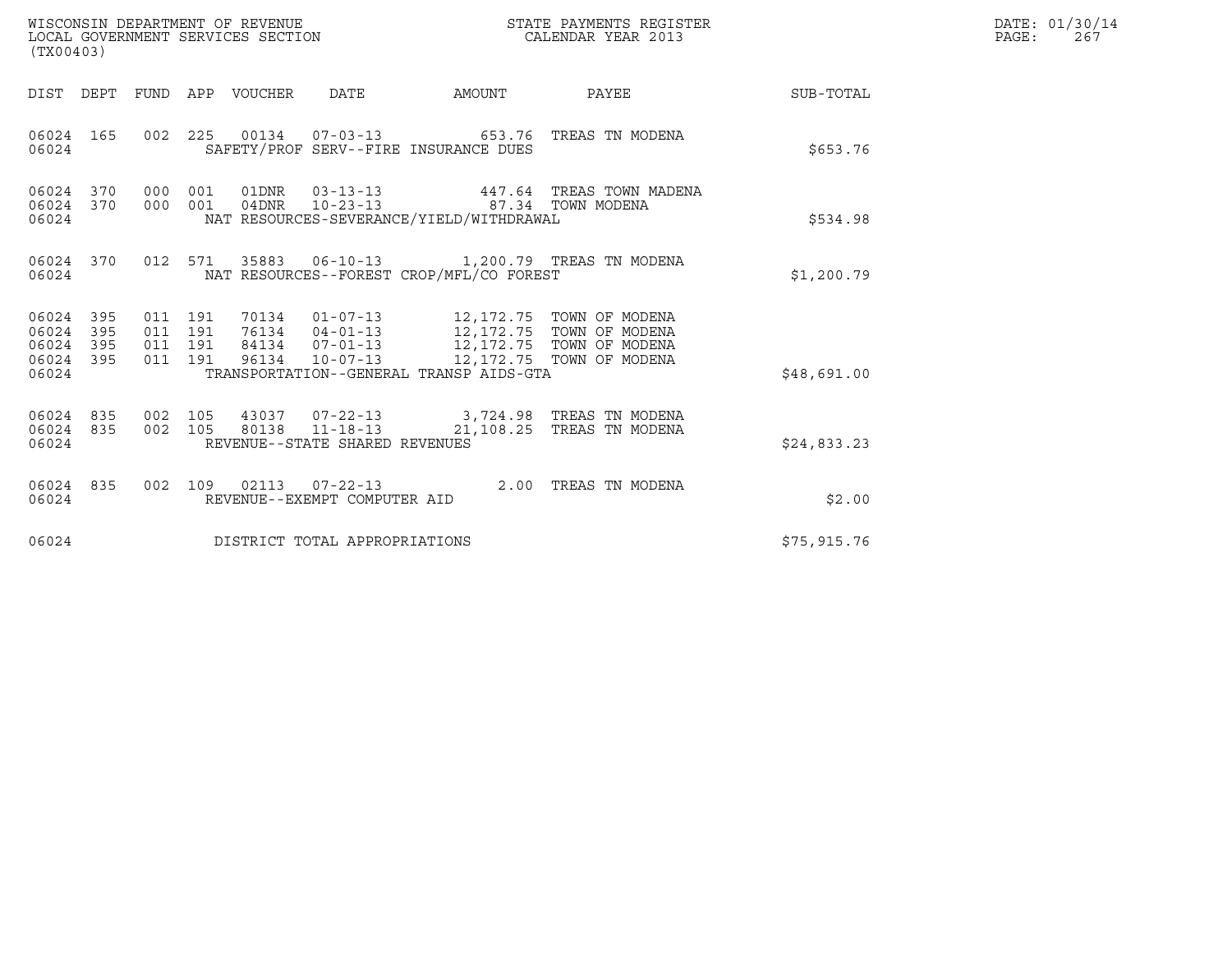WISCONSIN DEPARTMENT OF REVENUE
LOCAL GOVERNMENT SERVICES SECTION
(TX00403)

STATE PAYMENTS REGISTER
CALENDAR YEAR 2013

DATE: 01/30/14
PAGE: 267

| DIST | DEPT | FUND | APP | VOUCHER | DATE | AMOUNT | PAYEE | SUB-TOTAL |
|---|---|---|---|---|---|---|---|---|
| 06024 | 165 | 002 | 225 | 00134 | 07-03-13 | 653.76 | TREAS TN MODENA | |
| 06024 | | | | SAFETY/PROF SERV--FIRE INSURANCE DUES | | | | $653.76 |
| 06024 | 370 | 000 | 001 | 01DNR | 03-13-13 | 447.64 | TREAS TOWN MADENA | |
| 06024 | 370 | 000 | 001 | 04DNR | 10-23-13 | 87.34 | TOWN MODENA | |
| 06024 | | | | NAT RESOURCES-SEVERANCE/YIELD/WITHDRAWAL | | | | $534.98 |
| 06024 | 370 | 012 | 571 | 35883 | 06-10-13 | 1,200.79 | TREAS TN MODENA | |
| 06024 | | | | NAT RESOURCES--FOREST CROP/MFL/CO FOREST | | | | $1,200.79 |
| 06024 | 395 | 011 | 191 | 70134 | 01-07-13 | 12,172.75 | TOWN OF MODENA | |
| 06024 | 395 | 011 | 191 | 76134 | 04-01-13 | 12,172.75 | TOWN OF MODENA | |
| 06024 | 395 | 011 | 191 | 84134 | 07-01-13 | 12,172.75 | TOWN OF MODENA | |
| 06024 | 395 | 011 | 191 | 96134 | 10-07-13 | 12,172.75 | TOWN OF MODENA | |
| 06024 | | | | TRANSPORTATION--GENERAL TRANSP AIDS-GTA | | | | $48,691.00 |
| 06024 | 835 | 002 | 105 | 43037 | 07-22-13 | 3,724.98 | TREAS TN MODENA | |
| 06024 | 835 | 002 | 105 | 80138 | 11-18-13 | 21,108.25 | TREAS TN MODENA | |
| 06024 | | | | REVENUE--STATE SHARED REVENUES | | | | $24,833.23 |
| 06024 | 835 | 002 | 109 | 02113 | 07-22-13 | 2.00 | TREAS TN MODENA | |
| 06024 | | | | REVENUE--EXEMPT COMPUTER AID | | | | $2.00 |
| 06024 | | | | DISTRICT TOTAL APPROPRIATIONS | | | | $75,915.76 |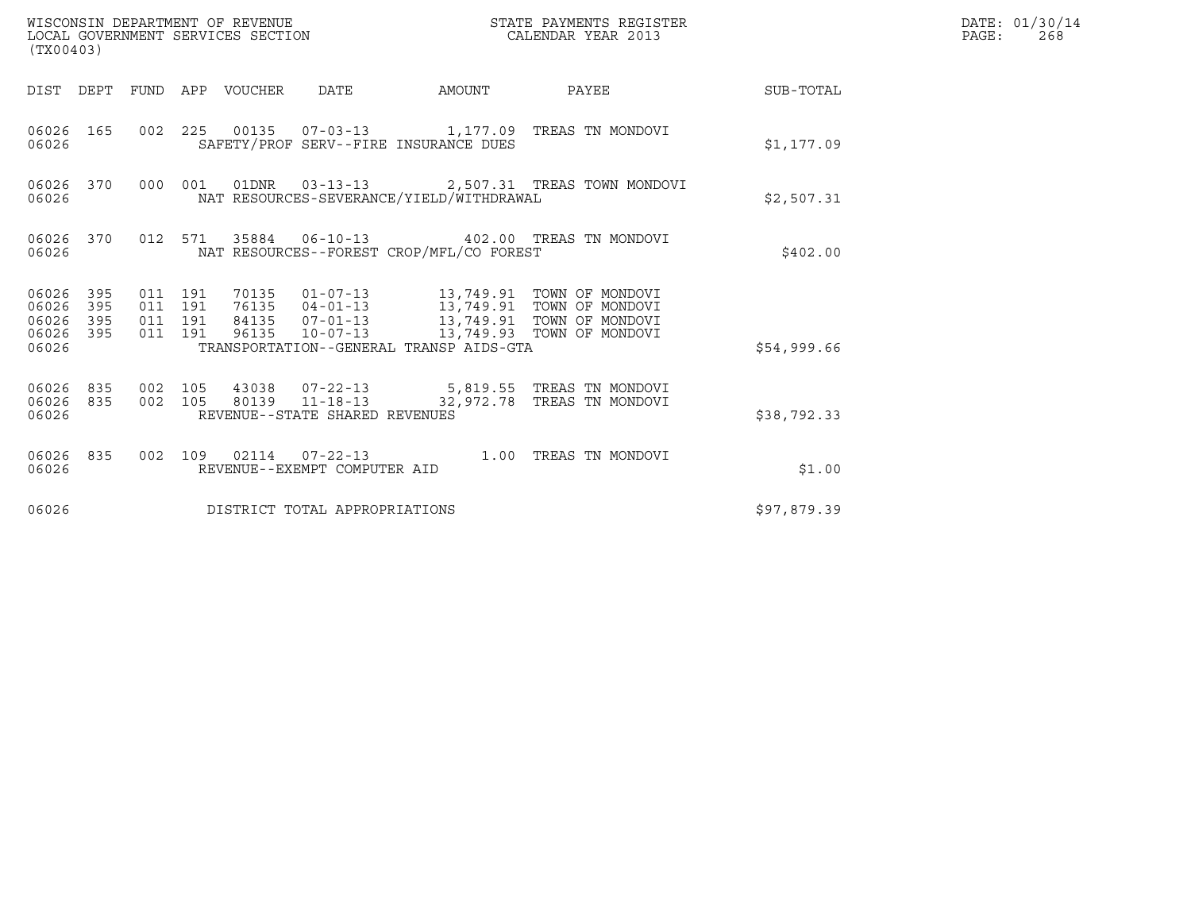WISCONSIN DEPARTMENT OF REVENUE
LOCAL GOVERNMENT SERVICES SECTION
(TX00403)

STATE PAYMENTS REGISTER
CALENDAR YEAR 2013

DATE: 01/30/14
PAGE: 268

| DIST | DEPT | FUND | APP | VOUCHER | DATE | AMOUNT | PAYEE | SUB-TOTAL |
|---|---|---|---|---|---|---|---|---|
| 06026 | 165 | 002 | 225 | 00135 | 07-03-13 | 1,177.09 | TREAS TN MONDOVI | |
| 06026 | | | | SAFETY/PROF SERV--FIRE INSURANCE DUES | | | | $1,177.09 |
| 06026 | 370 | 000 | 001 | 01DNR | 03-13-13 | 2,507.31 | TREAS TOWN MONDOVI | |
| 06026 | | | | NAT RESOURCES-SEVERANCE/YIELD/WITHDRAWAL | | | | $2,507.31 |
| 06026 | 370 | 012 | 571 | 35884 | 06-10-13 | 402.00 | TREAS TN MONDOVI | |
| 06026 | | | | NAT RESOURCES--FOREST CROP/MFL/CO FOREST | | | | $402.00 |
| 06026 | 395 | 011 | 191 | 70135 | 01-07-13 | 13,749.91 | TOWN OF MONDOVI | |
| 06026 | 395 | 011 | 191 | 76135 | 04-01-13 | 13,749.91 | TOWN OF MONDOVI | |
| 06026 | 395 | 011 | 191 | 84135 | 07-01-13 | 13,749.91 | TOWN OF MONDOVI | |
| 06026 | 395 | 011 | 191 | 96135 | 10-07-13 | 13,749.93 | TOWN OF MONDOVI | |
| 06026 | | | | TRANSPORTATION--GENERAL TRANSP AIDS-GTA | | | | $54,999.66 |
| 06026 | 835 | 002 | 105 | 43038 | 07-22-13 | 5,819.55 | TREAS TN MONDOVI | |
| 06026 | 835 | 002 | 105 | 80139 | 11-18-13 | 32,972.78 | TREAS TN MONDOVI | |
| 06026 | | | | REVENUE--STATE SHARED REVENUES | | | | $38,792.33 |
| 06026 | 835 | 002 | 109 | 02114 | 07-22-13 | 1.00 | TREAS TN MONDOVI | |
| 06026 | | | | REVENUE--EXEMPT COMPUTER AID | | | | $1.00 |
| 06026 | | | | DISTRICT TOTAL APPROPRIATIONS | | | | $97,879.39 |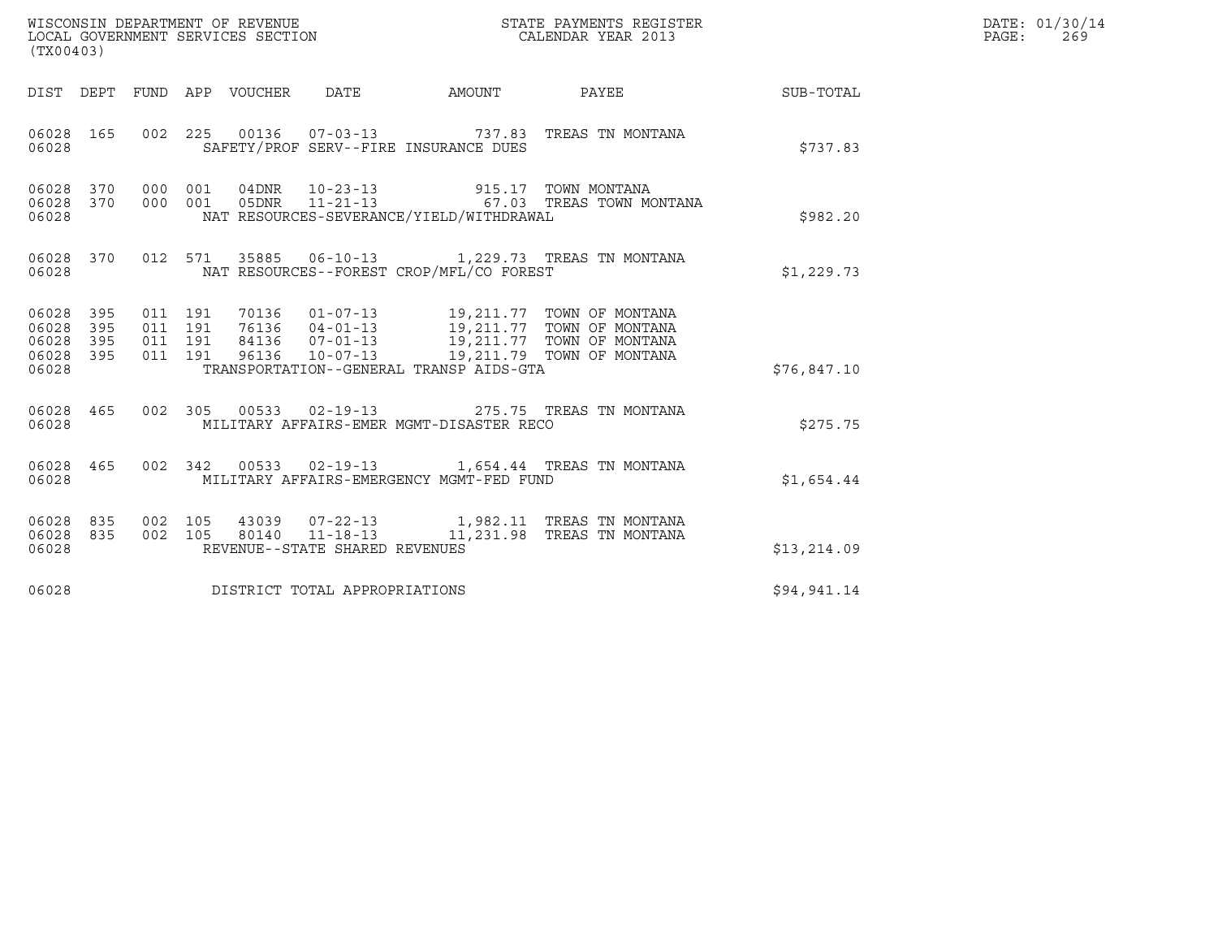WISCONSIN DEPARTMENT OF REVENUE
LOCAL GOVERNMENT SERVICES SECTION
(TX00403)

STATE PAYMENTS REGISTER
CALENDAR YEAR 2013

DATE: 01/30/14
PAGE: 269

| DIST | DEPT | FUND | APP | VOUCHER | DATE | AMOUNT | PAYEE | SUB-TOTAL |
|---|---|---|---|---|---|---|---|---|
| 06028 | 165 | 002 | 225 | 00136 | 07-03-13 | 737.83 | TREAS TN MONTANA | |
| 06028 | | | | SAFETY/PROF SERV--FIRE INSURANCE DUES | | | | \$737.83 |
| 06028 | 370 | 000 | 001 | 04DNR | 10-23-13 | 915.17 | TOWN MONTANA | |
| 06028 | 370 | 000 | 001 | 05DNR | 11-21-13 | 67.03 | TREAS TOWN MONTANA | |
| 06028 | | | | NAT RESOURCES-SEVERANCE/YIELD/WITHDRAWAL | | | | \$982.20 |
| 06028 | 370 | 012 | 571 | 35885 | 06-10-13 | 1,229.73 | TREAS TN MONTANA | |
| 06028 | | | | NAT RESOURCES--FOREST CROP/MFL/CO FOREST | | | | \$1,229.73 |
| 06028 | 395 | 011 | 191 | 70136 | 01-07-13 | 19,211.77 | TOWN OF MONTANA | |
| 06028 | 395 | 011 | 191 | 76136 | 04-01-13 | 19,211.77 | TOWN OF MONTANA | |
| 06028 | 395 | 011 | 191 | 84136 | 07-01-13 | 19,211.77 | TOWN OF MONTANA | |
| 06028 | 395 | 011 | 191 | 96136 | 10-07-13 | 19,211.79 | TOWN OF MONTANA | |
| 06028 | | | | TRANSPORTATION--GENERAL TRANSP AIDS-GTA | | | | \$76,847.10 |
| 06028 | 465 | 002 | 305 | 00533 | 02-19-13 | 275.75 | TREAS TN MONTANA | |
| 06028 | | | | MILITARY AFFAIRS-EMER MGMT-DISASTER RECO | | | | \$275.75 |
| 06028 | 465 | 002 | 342 | 00533 | 02-19-13 | 1,654.44 | TREAS TN MONTANA | |
| 06028 | | | | MILITARY AFFAIRS-EMERGENCY MGMT-FED FUND | | | | \$1,654.44 |
| 06028 | 835 | 002 | 105 | 43039 | 07-22-13 | 1,982.11 | TREAS TN MONTANA | |
| 06028 | 835 | 002 | 105 | 80140 | 11-18-13 | 11,231.98 | TREAS TN MONTANA | |
| 06028 | | | | REVENUE--STATE SHARED REVENUES | | | | \$13,214.09 |
| 06028 | | | | DISTRICT TOTAL APPROPRIATIONS | | | | \$94,941.14 |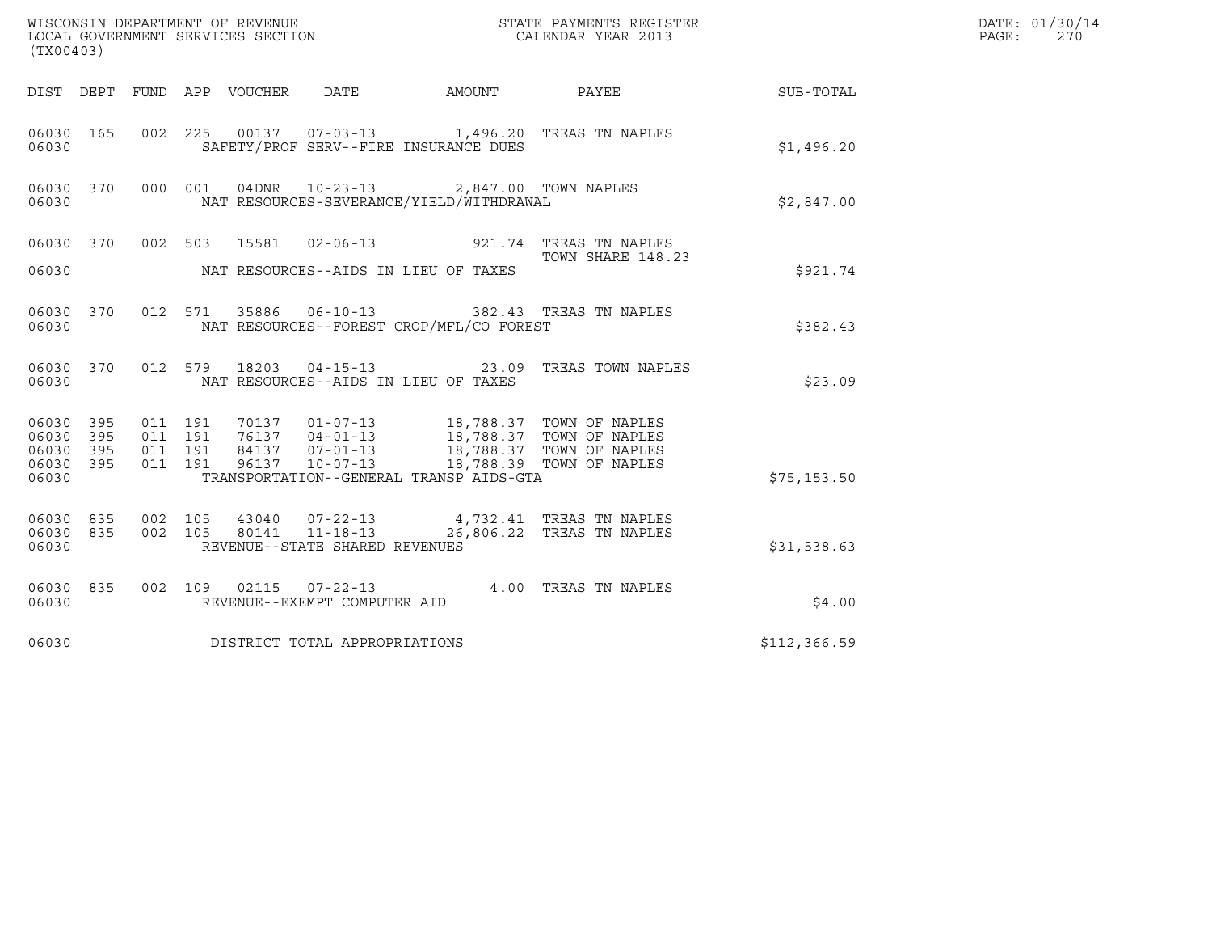WISCONSIN DEPARTMENT OF REVENUE
LOCAL GOVERNMENT SERVICES SECTION
(TX00403)

STATE PAYMENTS REGISTER
CALENDAR YEAR 2013

DATE: 01/30/14
PAGE: 270

| DIST | DEPT | FUND | APP | VOUCHER | DATE | AMOUNT | PAYEE | SUB-TOTAL |
|---|---|---|---|---|---|---|---|---|
| 06030 | 165 | 002 | 225 | 00137 | 07-03-13 | 1,496.20 | TREAS TN NAPLES | |
| 06030 | | | | SAFETY/PROF SERV--FIRE INSURANCE DUES | | | | $1,496.20 |
| 06030 | 370 | 000 | 001 | 04DNR | 10-23-13 | 2,847.00 | TOWN NAPLES | |
| 06030 | | | | NAT RESOURCES-SEVERANCE/YIELD/WITHDRAWAL | | | | $2,847.00 |
| 06030 | 370 | 002 | 503 | 15581 | 02-06-13 | 921.74 | TREAS TN NAPLES TOWN SHARE 148.23 | |
| 06030 | | | | NAT RESOURCES--AIDS IN LIEU OF TAXES | | | | $921.74 |
| 06030 | 370 | 012 | 571 | 35886 | 06-10-13 | 382.43 | TREAS TN NAPLES | |
| 06030 | | | | NAT RESOURCES--FOREST CROP/MFL/CO FOREST | | | | $382.43 |
| 06030 | 370 | 012 | 579 | 18203 | 04-15-13 | 23.09 | TREAS TOWN NAPLES | |
| 06030 | | | | NAT RESOURCES--AIDS IN LIEU OF TAXES | | | | $23.09 |
| 06030 | 395 | 011 | 191 | 70137 | 01-07-13 | 18,788.37 | TOWN OF NAPLES | |
| 06030 | 395 | 011 | 191 | 76137 | 04-01-13 | 18,788.37 | TOWN OF NAPLES | |
| 06030 | 395 | 011 | 191 | 84137 | 07-01-13 | 18,788.37 | TOWN OF NAPLES | |
| 06030 | 395 | 011 | 191 | 96137 | 10-07-13 | 18,788.39 | TOWN OF NAPLES | |
| 06030 | | | | TRANSPORTATION--GENERAL TRANSP AIDS-GTA | | | | $75,153.50 |
| 06030 | 835 | 002 | 105 | 43040 | 07-22-13 | 4,732.41 | TREAS TN NAPLES | |
| 06030 | 835 | 002 | 105 | 80141 | 11-18-13 | 26,806.22 | TREAS TN NAPLES | |
| 06030 | | | | REVENUE--STATE SHARED REVENUES | | | | $31,538.63 |
| 06030 | 835 | 002 | 109 | 02115 | 07-22-13 | 4.00 | TREAS TN NAPLES | |
| 06030 | | | | REVENUE--EXEMPT COMPUTER AID | | | | $4.00 |
| 06030 | | | | DISTRICT TOTAL APPROPRIATIONS | | | | $112,366.59 |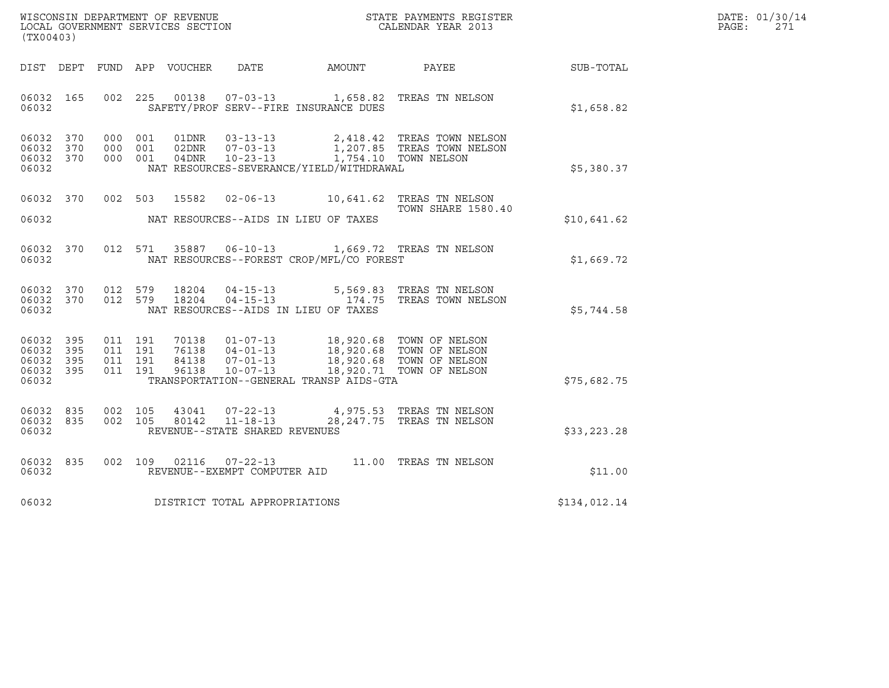WISCONSIN DEPARTMENT OF REVENUE
LOCAL GOVERNMENT SERVICES SECTION
(TX00403)

STATE PAYMENTS REGISTER
CALENDAR YEAR 2013

DATE: 01/30/14
PAGE: 271

| DIST | DEPT | FUND | APP | VOUCHER | DATE | AMOUNT | PAYEE | SUB-TOTAL |
|---|---|---|---|---|---|---|---|---|
| 06032 | 165 | 002 | 225 | 00138 | 07-03-13 | 1,658.82 | TREAS TN NELSON | |
| 06032 | | | | SAFETY/PROF SERV--FIRE INSURANCE DUES | | | | $1,658.82 |
| 06032 | 370 | 000 | 001 | 01DNR | 03-13-13 | 2,418.42 | TREAS TOWN NELSON | |
| 06032 | 370 | 000 | 001 | 02DNR | 07-03-13 | 1,207.85 | TREAS TOWN NELSON | |
| 06032 | 370 | 000 | 001 | 04DNR | 10-23-13 | 1,754.10 | TOWN NELSON | |
| 06032 | | | | NAT RESOURCES-SEVERANCE/YIELD/WITHDRAWAL | | | | $5,380.37 |
| 06032 | 370 | 002 | 503 | 15582 | 02-06-13 | 10,641.62 | TREAS TN NELSON TOWN SHARE 1580.40 | |
| 06032 | | | | NAT RESOURCES--AIDS IN LIEU OF TAXES | | | | $10,641.62 |
| 06032 | 370 | 012 | 571 | 35887 | 06-10-13 | 1,669.72 | TREAS TN NELSON | |
| 06032 | | | | NAT RESOURCES--FOREST CROP/MFL/CO FOREST | | | | $1,669.72 |
| 06032 | 370 | 012 | 579 | 18204 | 04-15-13 | 5,569.83 | TREAS TN NELSON | |
| 06032 | 370 | 012 | 579 | 18204 | 04-15-13 | 174.75 | TREAS TOWN NELSON | |
| 06032 | | | | NAT RESOURCES--AIDS IN LIEU OF TAXES | | | | $5,744.58 |
| 06032 | 395 | 011 | 191 | 70138 | 01-07-13 | 18,920.68 | TOWN OF NELSON | |
| 06032 | 395 | 011 | 191 | 76138 | 04-01-13 | 18,920.68 | TOWN OF NELSON | |
| 06032 | 395 | 011 | 191 | 84138 | 07-01-13 | 18,920.68 | TOWN OF NELSON | |
| 06032 | 395 | 011 | 191 | 96138 | 10-07-13 | 18,920.71 | TOWN OF NELSON | |
| 06032 | | | | TRANSPORTATION--GENERAL TRANSP AIDS-GTA | | | | $75,682.75 |
| 06032 | 835 | 002 | 105 | 43041 | 07-22-13 | 4,975.53 | TREAS TN NELSON | |
| 06032 | 835 | 002 | 105 | 80142 | 11-18-13 | 28,247.75 | TREAS TN NELSON | |
| 06032 | | | | REVENUE--STATE SHARED REVENUES | | | | $33,223.28 |
| 06032 | 835 | 002 | 109 | 02116 | 07-22-13 | 11.00 | TREAS TN NELSON | |
| 06032 | | | | REVENUE--EXEMPT COMPUTER AID | | | | $11.00 |
| 06032 | | | | DISTRICT TOTAL APPROPRIATIONS | | | | $134,012.14 |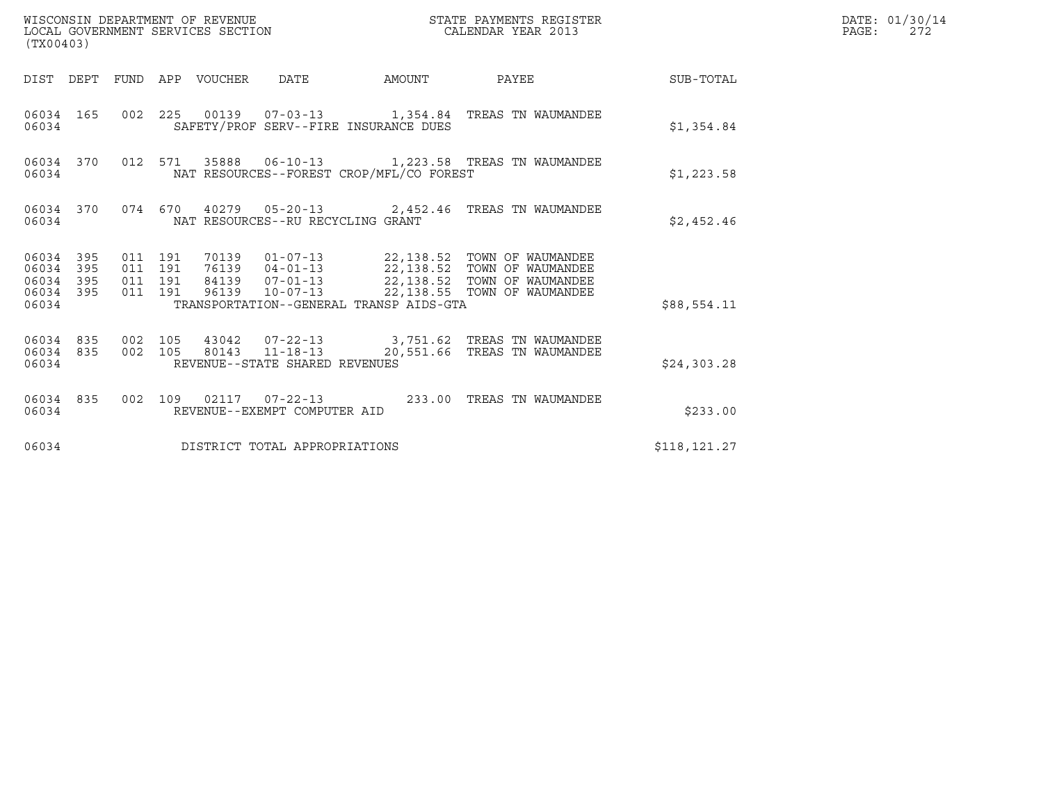WISCONSIN DEPARTMENT OF REVENUE
LOCAL GOVERNMENT SERVICES SECTION
(TX00403)

STATE PAYMENTS REGISTER
CALENDAR YEAR 2013

| DIST | DEPT | FUND | APP | VOUCHER | DATE | AMOUNT | PAYEE | SUB-TOTAL |
|---|---|---|---|---|---|---|---|---|
| 06034 | 165 | 002 | 225 | 00139 | 07-03-13 | 1,354.84 | TREAS TN WAUMANDEE | |
| 06034 | | | | SAFETY/PROF SERV--FIRE INSURANCE DUES | | | | $1,354.84 |
| 06034 | 370 | 012 | 571 | 35888 | 06-10-13 | 1,223.58 | TREAS TN WAUMANDEE | |
| 06034 | | | | NAT RESOURCES--FOREST CROP/MFL/CO FOREST | | | | $1,223.58 |
| 06034 | 370 | 074 | 670 | 40279 | 05-20-13 | 2,452.46 | TREAS TN WAUMANDEE | |
| 06034 | | | | NAT RESOURCES--RU RECYCLING GRANT | | | | $2,452.46 |
| 06034 | 395 | 011 | 191 | 70139 | 01-07-13 | 22,138.52 | TOWN OF WAUMANDEE | |
| 06034 | 395 | 011 | 191 | 76139 | 04-01-13 | 22,138.52 | TOWN OF WAUMANDEE | |
| 06034 | 395 | 011 | 191 | 84139 | 07-01-13 | 22,138.52 | TOWN OF WAUMANDEE | |
| 06034 | 395 | 011 | 191 | 96139 | 10-07-13 | 22,138.55 | TOWN OF WAUMANDEE | |
| 06034 | | | | TRANSPORTATION--GENERAL TRANSP AIDS-GTA | | | | $88,554.11 |
| 06034 | 835 | 002 | 105 | 43042 | 07-22-13 | 3,751.62 | TREAS TN WAUMANDEE | |
| 06034 | 835 | 002 | 105 | 80143 | 11-18-13 | 20,551.66 | TREAS TN WAUMANDEE | |
| 06034 | | | | REVENUE--STATE SHARED REVENUES | | | | $24,303.28 |
| 06034 | 835 | 002 | 109 | 02117 | 07-22-13 | 233.00 | TREAS TN WAUMANDEE | |
| 06034 | | | | REVENUE--EXEMPT COMPUTER AID | | | | $233.00 |
| 06034 | | | | DISTRICT TOTAL APPROPRIATIONS | | | | $118,121.27 |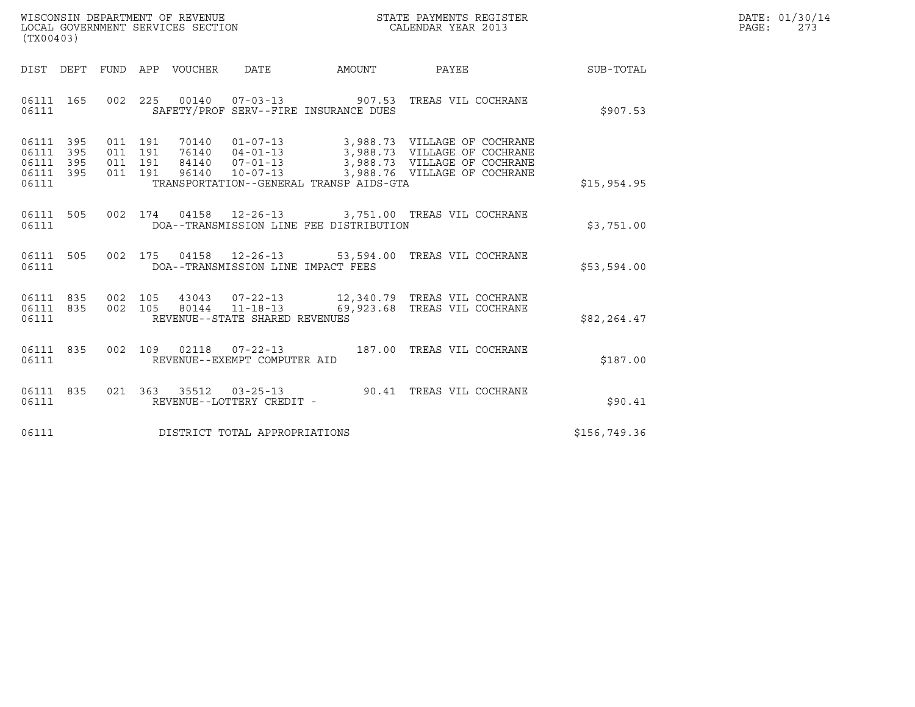WISCONSIN DEPARTMENT OF REVENUE
LOCAL GOVERNMENT SERVICES SECTION
(TX00403)

STATE PAYMENTS REGISTER
CALENDAR YEAR 2013

DATE: 01/30/14
PAGE: 273

| DIST | DEPT | FUND | APP | VOUCHER | DATE | AMOUNT | PAYEE | SUB-TOTAL |
|---|---|---|---|---|---|---|---|---|
| 06111 | 165 | 002 | 225 | 00140 | 07-03-13 | 907.53 | TREAS VIL COCHRANE | |
| 06111 | | | | SAFETY/PROF SERV--FIRE INSURANCE DUES | | | | $907.53 |
| 06111 | 395 | 011 | 191 | 70140 | 01-07-13 | 3,988.73 | VILLAGE OF COCHRANE | |
| 06111 | 395 | 011 | 191 | 76140 | 04-01-13 | 3,988.73 | VILLAGE OF COCHRANE | |
| 06111 | 395 | 011 | 191 | 84140 | 07-01-13 | 3,988.73 | VILLAGE OF COCHRANE | |
| 06111 | 395 | 011 | 191 | 96140 | 10-07-13 | 3,988.76 | VILLAGE OF COCHRANE | |
| 06111 | | | | TRANSPORTATION--GENERAL TRANSP AIDS-GTA | | | | $15,954.95 |
| 06111 | 505 | 002 | 174 | 04158 | 12-26-13 | 3,751.00 | TREAS VIL COCHRANE | |
| 06111 | | | | DOA--TRANSMISSION LINE FEE DISTRIBUTION | | | | $3,751.00 |
| 06111 | 505 | 002 | 175 | 04158 | 12-26-13 | 53,594.00 | TREAS VIL COCHRANE | |
| 06111 | | | | DOA--TRANSMISSION LINE IMPACT FEES | | | | $53,594.00 |
| 06111 | 835 | 002 | 105 | 43043 | 07-22-13 | 12,340.79 | TREAS VIL COCHRANE | |
| 06111 | 835 | 002 | 105 | 80144 | 11-18-13 | 69,923.68 | TREAS VIL COCHRANE | |
| 06111 | | | | REVENUE--STATE SHARED REVENUES | | | | $82,264.47 |
| 06111 | 835 | 002 | 109 | 02118 | 07-22-13 | 187.00 | TREAS VIL COCHRANE | |
| 06111 | | | | REVENUE--EXEMPT COMPUTER AID | | | | $187.00 |
| 06111 | 835 | 021 | 363 | 35512 | 03-25-13 | 90.41 | TREAS VIL COCHRANE | |
| 06111 | | | | REVENUE--LOTTERY CREDIT - | | | | $90.41 |
| 06111 | | | | DISTRICT TOTAL APPROPRIATIONS | | | | $156,749.36 |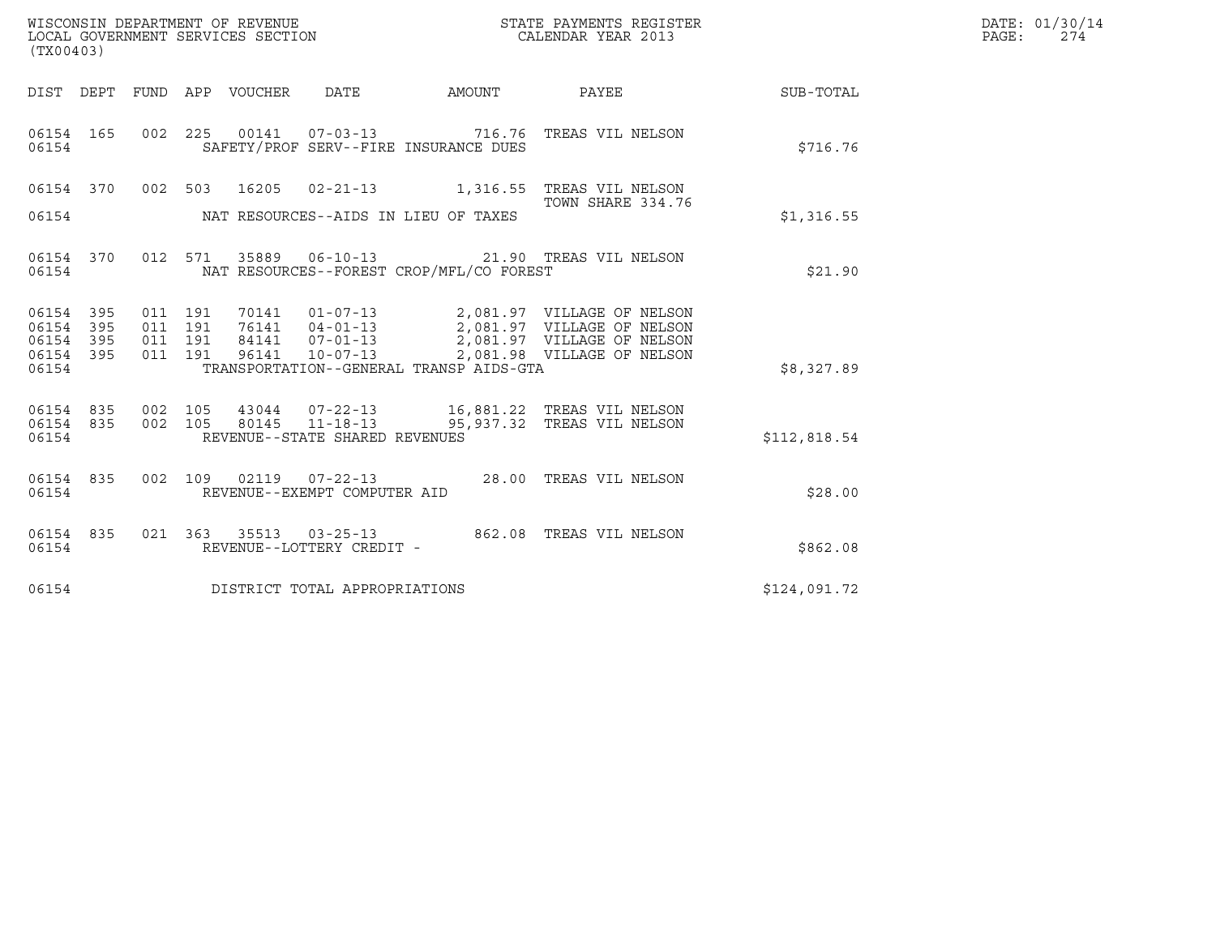WISCONSIN DEPARTMENT OF REVENUE
LOCAL GOVERNMENT SERVICES SECTION
(TX00403)

STATE PAYMENTS REGISTER
CALENDAR YEAR 2013

DATE: 01/30/14
PAGE: 274

| DIST | DEPT | FUND | APP | VOUCHER | DATE | AMOUNT | PAYEE | SUB-TOTAL |
|---|---|---|---|---|---|---|---|---|
| 06154 | 165 | 002 | 225 | 00141 | 07-03-13 | 716.76 | TREAS VIL NELSON | |
| 06154 | | | | SAFETY/PROF SERV--FIRE INSURANCE DUES | | | | $716.76 |
| 06154 | 370 | 002 | 503 | 16205 | 02-21-13 | 1,316.55 | TREAS VIL NELSON TOWN SHARE 334.76 | |
| 06154 | | | | NAT RESOURCES--AIDS IN LIEU OF TAXES | | | | $1,316.55 |
| 06154 | 370 | 012 | 571 | 35889 | 06-10-13 | 21.90 | TREAS VIL NELSON | |
| 06154 | | | | NAT RESOURCES--FOREST CROP/MFL/CO FOREST | | | | $21.90 |
| 06154 | 395 | 011 | 191 | 70141 | 01-07-13 | 2,081.97 | VILLAGE OF NELSON | |
| 06154 | 395 | 011 | 191 | 76141 | 04-01-13 | 2,081.97 | VILLAGE OF NELSON | |
| 06154 | 395 | 011 | 191 | 84141 | 07-01-13 | 2,081.97 | VILLAGE OF NELSON | |
| 06154 | 395 | 011 | 191 | 96141 | 10-07-13 | 2,081.98 | VILLAGE OF NELSON | |
| 06154 | | | | TRANSPORTATION--GENERAL TRANSP AIDS-GTA | | | | $8,327.89 |
| 06154 | 835 | 002 | 105 | 43044 | 07-22-13 | 16,881.22 | TREAS VIL NELSON | |
| 06154 | 835 | 002 | 105 | 80145 | 11-18-13 | 95,937.32 | TREAS VIL NELSON | |
| 06154 | | | | REVENUE--STATE SHARED REVENUES | | | | $112,818.54 |
| 06154 | 835 | 002 | 109 | 02119 | 07-22-13 | 28.00 | TREAS VIL NELSON | |
| 06154 | | | | REVENUE--EXEMPT COMPUTER AID | | | | $28.00 |
| 06154 | 835 | 021 | 363 | 35513 | 03-25-13 | 862.08 | TREAS VIL NELSON | |
| 06154 | | | | REVENUE--LOTTERY CREDIT - | | | | $862.08 |
| 06154 | | | | DISTRICT TOTAL APPROPRIATIONS | | | | $124,091.72 |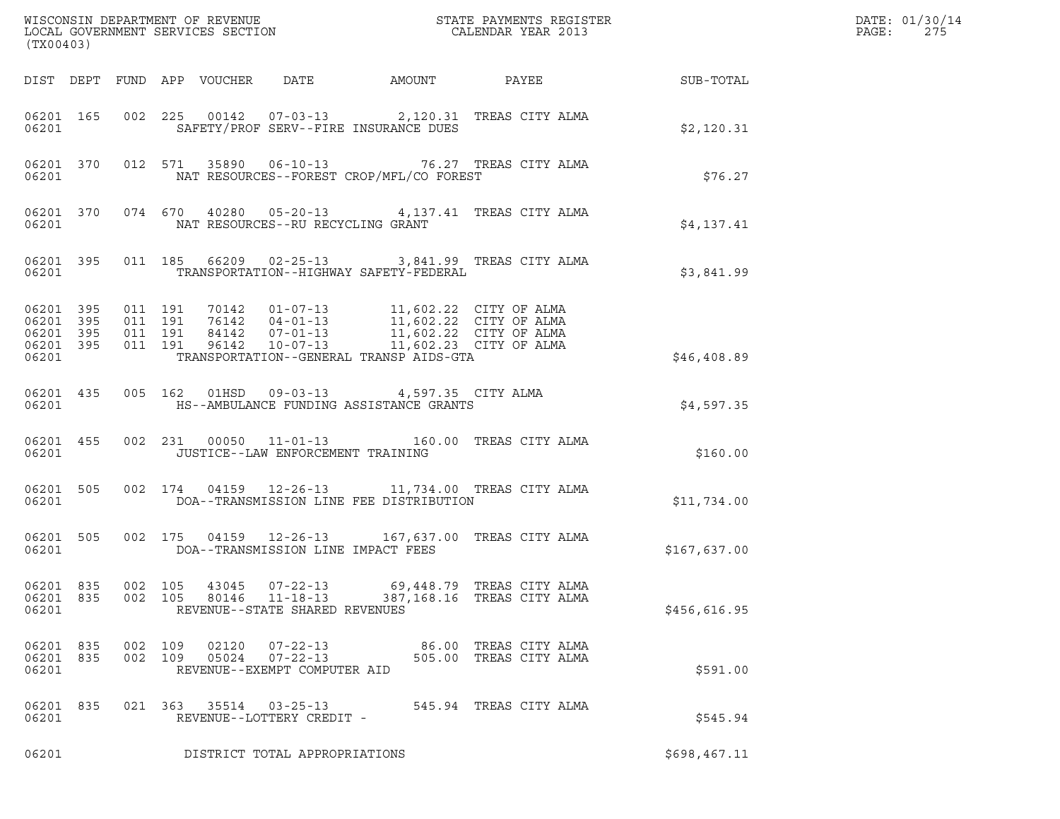WISCONSIN DEPARTMENT OF REVENUE
LOCAL GOVERNMENT SERVICES SECTION
(TX00403)

STATE PAYMENTS REGISTER
CALENDAR YEAR 2013

DATE: 01/30/14

| DIST | DEPT | FUND | APP | VOUCHER | DATE | AMOUNT | PAYEE | SUB-TOTAL |
|---|---|---|---|---|---|---|---|---|
| 06201 | 165 | 002 | 225 | 00142 | 07-03-13 | 2,120.31 | TREAS CITY ALMA | |
| 06201 | | | | SAFETY/PROF SERV--FIRE INSURANCE DUES | | | | $2,120.31 |
| 06201 | 370 | 012 | 571 | 35890 | 06-10-13 | 76.27 | TREAS CITY ALMA | |
| 06201 | | | | NAT RESOURCES--FOREST CROP/MFL/CO FOREST | | | | $76.27 |
| 06201 | 370 | 074 | 670 | 40280 | 05-20-13 | 4,137.41 | TREAS CITY ALMA | |
| 06201 | | | | NAT RESOURCES--RU RECYCLING GRANT | | | | $4,137.41 |
| 06201 | 395 | 011 | 185 | 66209 | 02-25-13 | 3,841.99 | TREAS CITY ALMA | |
| 06201 | | | | TRANSPORTATION--HIGHWAY SAFETY-FEDERAL | | | | $3,841.99 |
| 06201 | 395 | 011 | 191 | 70142 | 01-07-13 | 11,602.22 | CITY OF ALMA | |
| 06201 | 395 | 011 | 191 | 76142 | 04-01-13 | 11,602.22 | CITY OF ALMA | |
| 06201 | 395 | 011 | 191 | 84142 | 07-01-13 | 11,602.22 | CITY OF ALMA | |
| 06201 | 395 | 011 | 191 | 96142 | 10-07-13 | 11,602.23 | CITY OF ALMA | |
| 06201 | | | | TRANSPORTATION--GENERAL TRANSP AIDS-GTA | | | | $46,408.89 |
| 06201 | 435 | 005 | 162 | 01HSD | 09-03-13 | 4,597.35 | CITY ALMA | |
| 06201 | | | | HS--AMBULANCE FUNDING ASSISTANCE GRANTS | | | | $4,597.35 |
| 06201 | 455 | 002 | 231 | 00050 | 11-01-13 | 160.00 | TREAS CITY ALMA | |
| 06201 | | | | JUSTICE--LAW ENFORCEMENT TRAINING | | | | $160.00 |
| 06201 | 505 | 002 | 174 | 04159 | 12-26-13 | 11,734.00 | TREAS CITY ALMA | |
| 06201 | | | | DOA--TRANSMISSION LINE FEE DISTRIBUTION | | | | $11,734.00 |
| 06201 | 505 | 002 | 175 | 04159 | 12-26-13 | 167,637.00 | TREAS CITY ALMA | |
| 06201 | | | | DOA--TRANSMISSION LINE IMPACT FEES | | | | $167,637.00 |
| 06201 | 835 | 002 | 105 | 43045 | 07-22-13 | 69,448.79 | TREAS CITY ALMA | |
| 06201 | 835 | 002 | 105 | 80146 | 11-18-13 | 387,168.16 | TREAS CITY ALMA | |
| 06201 | | | | REVENUE--STATE SHARED REVENUES | | | | $456,616.95 |
| 06201 | 835 | 002 | 109 | 02120 | 07-22-13 | 86.00 | TREAS CITY ALMA | |
| 06201 | 835 | 002 | 109 | 05024 | 07-22-13 | 505.00 | TREAS CITY ALMA | |
| 06201 | | | | REVENUE--EXEMPT COMPUTER AID | | | | $591.00 |
| 06201 | 835 | 021 | 363 | 35514 | 03-25-13 | 545.94 | TREAS CITY ALMA | |
| 06201 | | | | REVENUE--LOTTERY CREDIT - | | | | $545.94 |
| 06201 | | | | DISTRICT TOTAL APPROPRIATIONS | | | | $698,467.11 |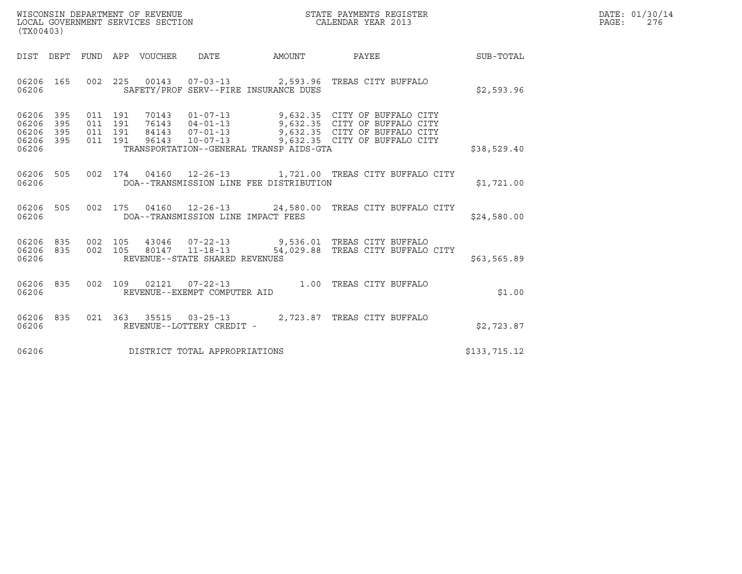WISCONSIN DEPARTMENT OF REVENUE
LOCAL GOVERNMENT SERVICES SECTION
(TX00403)

STATE PAYMENTS REGISTER
CALENDAR YEAR 2013

DATE: 01/30/14

| DIST | DEPT | FUND | APP | VOUCHER | DATE | AMOUNT | PAYEE | SUB-TOTAL |
|---|---|---|---|---|---|---|---|---|
| 06206 | 165 | 002 | 225 | 00143 | 07-03-13 | 2,593.96 | TREAS CITY BUFFALO | |
| 06206 | | | | SAFETY/PROF SERV--FIRE INSURANCE DUES | | | | $2,593.96 |
| 06206 | 395 | 011 | 191 | 70143 | 01-07-13 | 9,632.35 | CITY OF BUFFALO CITY | |
| 06206 | 395 | 011 | 191 | 76143 | 04-01-13 | 9,632.35 | CITY OF BUFFALO CITY | |
| 06206 | 395 | 011 | 191 | 84143 | 07-01-13 | 9,632.35 | CITY OF BUFFALO CITY | |
| 06206 | 395 | 011 | 191 | 96143 | 10-07-13 | 9,632.35 | CITY OF BUFFALO CITY | |
| 06206 | | | | TRANSPORTATION--GENERAL TRANSP AIDS-GTA | | | | $38,529.40 |
| 06206 | 505 | 002 | 174 | 04160 | 12-26-13 | 1,721.00 | TREAS CITY BUFFALO CITY | |
| 06206 | | | | DOA--TRANSMISSION LINE FEE DISTRIBUTION | | | | $1,721.00 |
| 06206 | 505 | 002 | 175 | 04160 | 12-26-13 | 24,580.00 | TREAS CITY BUFFALO CITY | |
| 06206 | | | | DOA--TRANSMISSION LINE IMPACT FEES | | | | $24,580.00 |
| 06206 | 835 | 002 | 105 | 43046 | 07-22-13 | 9,536.01 | TREAS CITY BUFFALO | |
| 06206 | 835 | 002 | 105 | 80147 | 11-18-13 | 54,029.88 | TREAS CITY BUFFALO CITY | |
| 06206 | | | | REVENUE--STATE SHARED REVENUES | | | | $63,565.89 |
| 06206 | 835 | 002 | 109 | 02121 | 07-22-13 | 1.00 | TREAS CITY BUFFALO | |
| 06206 | | | | REVENUE--EXEMPT COMPUTER AID | | | | $1.00 |
| 06206 | 835 | 021 | 363 | 35515 | 03-25-13 | 2,723.87 | TREAS CITY BUFFALO | |
| 06206 | | | | REVENUE--LOTTERY CREDIT - | | | | $2,723.87 |
| 06206 | | | | DISTRICT TOTAL APPROPRIATIONS | | | | $133,715.12 |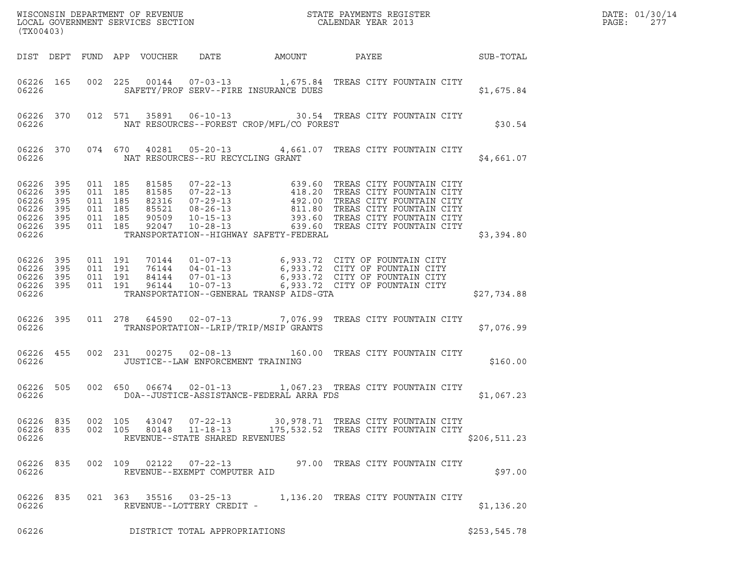WISCONSIN DEPARTMENT OF REVENUE
LOCAL GOVERNMENT SERVICES SECTION
(TX00403)

STATE PAYMENTS REGISTER
CALENDAR YEAR 2013

DATE: 01/30/14
PAGE: 277

| DIST | DEPT | FUND | APP | VOUCHER | DATE | AMOUNT | PAYEE | SUB-TOTAL |
|---|---|---|---|---|---|---|---|---|
| 06226 | 165 | 002 | 225 | 00144 | 07-03-13 | 1,675.84 | TREAS CITY FOUNTAIN CITY | |
| 06226 | | | | SAFETY/PROF SERV--FIRE INSURANCE DUES | | | | $1,675.84 |
| 06226 | 370 | 012 | 571 | 35891 | 06-10-13 | 30.54 | TREAS CITY FOUNTAIN CITY | |
| 06226 | | | | NAT RESOURCES--FOREST CROP/MFL/CO FOREST | | | | $30.54 |
| 06226 | 370 | 074 | 670 | 40281 | 05-20-13 | 4,661.07 | TREAS CITY FOUNTAIN CITY | |
| 06226 | | | | NAT RESOURCES--RU RECYCLING GRANT | | | | $4,661.07 |
| 06226 | 395 | 011 | 185 | 81585 | 07-22-13 | 639.60 | TREAS CITY FOUNTAIN CITY | |
| 06226 | 395 | 011 | 185 | 81585 | 07-22-13 | 418.20 | TREAS CITY FOUNTAIN CITY | |
| 06226 | 395 | 011 | 185 | 82316 | 07-29-13 | 492.00 | TREAS CITY FOUNTAIN CITY | |
| 06226 | 395 | 011 | 185 | 85521 | 08-26-13 | 811.80 | TREAS CITY FOUNTAIN CITY | |
| 06226 | 395 | 011 | 185 | 90509 | 10-15-13 | 393.60 | TREAS CITY FOUNTAIN CITY | |
| 06226 | 395 | 011 | 185 | 92047 | 10-28-13 | 639.60 | TREAS CITY FOUNTAIN CITY | |
| 06226 | | | | TRANSPORTATION--HIGHWAY SAFETY-FEDERAL | | | | $3,394.80 |
| 06226 | 395 | 011 | 191 | 70144 | 01-07-13 | 6,933.72 | CITY OF FOUNTAIN CITY | |
| 06226 | 395 | 011 | 191 | 76144 | 04-01-13 | 6,933.72 | CITY OF FOUNTAIN CITY | |
| 06226 | 395 | 011 | 191 | 84144 | 07-01-13 | 6,933.72 | CITY OF FOUNTAIN CITY | |
| 06226 | 395 | 011 | 191 | 96144 | 10-07-13 | 6,933.72 | CITY OF FOUNTAIN CITY | |
| 06226 | | | | TRANSPORTATION--GENERAL TRANSP AIDS-GTA | | | | $27,734.88 |
| 06226 | 395 | 011 | 278 | 64590 | 02-07-13 | 7,076.99 | TREAS CITY FOUNTAIN CITY | |
| 06226 | | | | TRANSPORTATION--LRIP/TRIP/MSIP GRANTS | | | | $7,076.99 |
| 06226 | 455 | 002 | 231 | 00275 | 02-08-13 | 160.00 | TREAS CITY FOUNTAIN CITY | |
| 06226 | | | | JUSTICE--LAW ENFORCEMENT TRAINING | | | | $160.00 |
| 06226 | 505 | 002 | 650 | 06674 | 02-01-13 | 1,067.23 | TREAS CITY FOUNTAIN CITY | |
| 06226 | | | | DOA--JUSTICE-ASSISTANCE-FEDERAL ARRA FDS | | | | $1,067.23 |
| 06226 | 835 | 002 | 105 | 43047 | 07-22-13 | 30,978.71 | TREAS CITY FOUNTAIN CITY | |
| 06226 | 835 | 002 | 105 | 80148 | 11-18-13 | 175,532.52 | TREAS CITY FOUNTAIN CITY | |
| 06226 | | | | REVENUE--STATE SHARED REVENUES | | | | $206,511.23 |
| 06226 | 835 | 002 | 109 | 02122 | 07-22-13 | 97.00 | TREAS CITY FOUNTAIN CITY | |
| 06226 | | | | REVENUE--EXEMPT COMPUTER AID | | | | $97.00 |
| 06226 | 835 | 021 | 363 | 35516 | 03-25-13 | 1,136.20 | TREAS CITY FOUNTAIN CITY | |
| 06226 | | | | REVENUE--LOTTERY CREDIT - | | | | $1,136.20 |
| 06226 | | | | DISTRICT TOTAL APPROPRIATIONS | | | | $253,545.78 |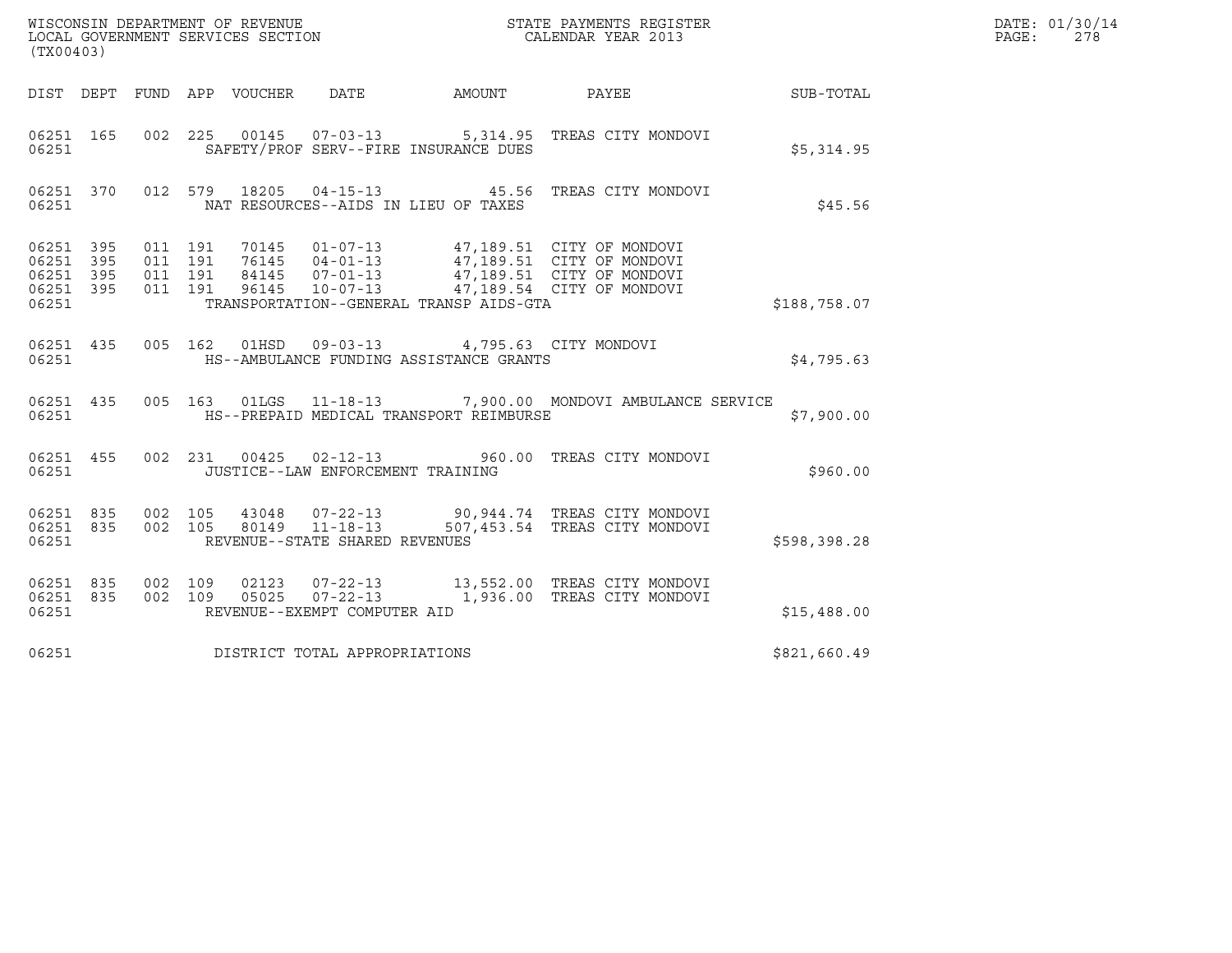WISCONSIN DEPARTMENT OF REVENUE
LOCAL GOVERNMENT SERVICES SECTION
(TX00403)

STATE PAYMENTS REGISTER
CALENDAR YEAR 2013

DATE: 01/30/14
PAGE: 278

| DIST | DEPT | FUND | APP | VOUCHER | DATE | AMOUNT | PAYEE | SUB-TOTAL |
|---|---|---|---|---|---|---|---|---|
| 06251 | 165 | 002 | 225 | 00145 | 07-03-13 | 5,314.95 | TREAS CITY MONDOVI | |
| 06251 | | | | | SAFETY/PROF SERV--FIRE INSURANCE DUES | | | $5,314.95 |
| 06251 | 370 | 012 | 579 | 18205 | 04-15-13 | 45.56 | TREAS CITY MONDOVI | |
| 06251 | | | | | NAT RESOURCES--AIDS IN LIEU OF TAXES | | | $45.56 |
| 06251 | 395 | 011 | 191 | 70145 | 01-07-13 | 47,189.51 | CITY OF MONDOVI | |
| 06251 | 395 | 011 | 191 | 76145 | 04-01-13 | 47,189.51 | CITY OF MONDOVI | |
| 06251 | 395 | 011 | 191 | 84145 | 07-01-13 | 47,189.51 | CITY OF MONDOVI | |
| 06251 | 395 | 011 | 191 | 96145 | 10-07-13 | 47,189.54 | CITY OF MONDOVI | |
| 06251 | | | | | TRANSPORTATION--GENERAL TRANSP AIDS-GTA | | | $188,758.07 |
| 06251 | 435 | 005 | 162 | 01HSD | 09-03-13 | 4,795.63 | CITY MONDOVI | |
| 06251 | | | | | HS--AMBULANCE FUNDING ASSISTANCE GRANTS | | | $4,795.63 |
| 06251 | 435 | 005 | 163 | 01LGS | 11-18-13 | 7,900.00 | MONDOVI AMBULANCE SERVICE | |
| 06251 | | | | | HS--PREPAID MEDICAL TRANSPORT REIMBURSE | | | $7,900.00 |
| 06251 | 455 | 002 | 231 | 00425 | 02-12-13 | 960.00 | TREAS CITY MONDOVI | |
| 06251 | | | | | JUSTICE--LAW ENFORCEMENT TRAINING | | | $960.00 |
| 06251 | 835 | 002 | 105 | 43048 | 07-22-13 | 90,944.74 | TREAS CITY MONDOVI | |
| 06251 | 835 | 002 | 105 | 80149 | 11-18-13 | 507,453.54 | TREAS CITY MONDOVI | |
| 06251 | | | | | REVENUE--STATE SHARED REVENUES | | | $598,398.28 |
| 06251 | 835 | 002 | 109 | 02123 | 07-22-13 | 13,552.00 | TREAS CITY MONDOVI | |
| 06251 | 835 | 002 | 109 | 05025 | 07-22-13 | 1,936.00 | TREAS CITY MONDOVI | |
| 06251 | | | | | REVENUE--EXEMPT COMPUTER AID | | | $15,488.00 |
| 06251 | | | | | DISTRICT TOTAL APPROPRIATIONS | | | $821,660.49 |